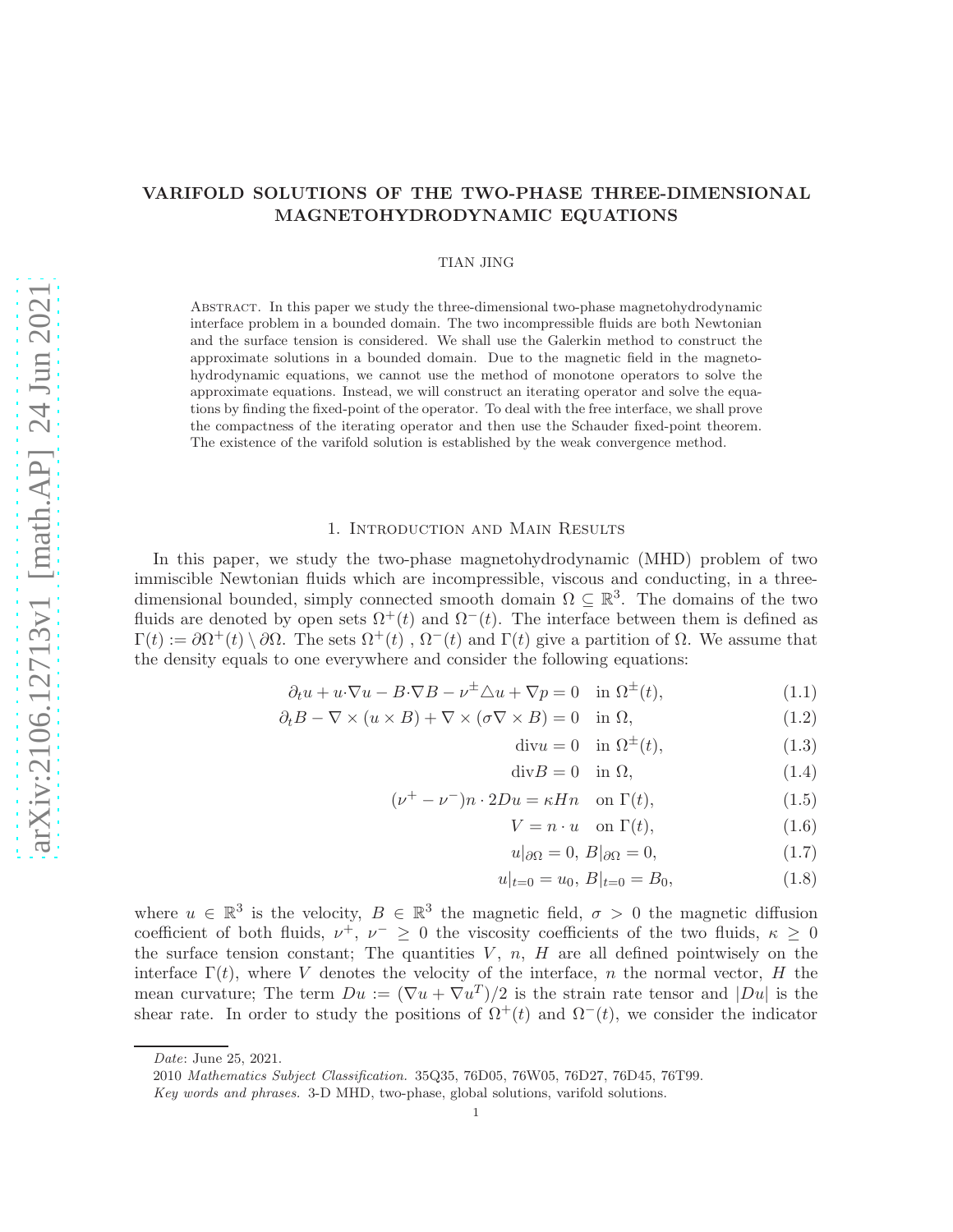# VARIFOLD SOLUTIONS OF THE TWO-PHASE THREE-DIMENSIONAL MAGNETOHYDRODYNAMIC EQUATIONS

TIAN JING

Abstract. In this paper we study the three-dimensional two-phase magnetohydrodynamic interface problem in a bounded domain. The two incompressible fluids are both Newtonian and the surface tension is considered. We shall use the Galerkin method to construct the approximate solutions in a bounded domain. Due to the magnetic field in the magnetohydrodynamic equations, we cannot use the method of monotone operators to solve the approximate equations. Instead, we will construct an iterating operator and solve the equations by finding the fixed-point of the operator. To deal with the free interface, we shall prove the compactness of the iterating operator and then use the Schauder fixed-point theorem. The existence of the varifold solution is established by the weak convergence method.

## 1. Introduction and Main Results

In this paper, we study the two-phase magnetohydrodynamic (MHD) problem of two immiscible Newtonian fluids which are incompressible, viscous and conducting, in a three-dimensional bounded, simply connected smooth domain $\Omega \subseteq \mathbb{R}^3$. The domains of the two fluids are denoted by open sets $\Omega^+(t)$ and $\Omega^-(t)$. The interface between them is defined as $\Gamma(t) := \partial\Omega^+(t) \setminus \partial\Omega$. The sets $\Omega^+(t)$ , $\Omega^-(t)$ and $\Gamma(t)$ give a partition of $\Omega$. We assume that the density equals to one everywhere and consider the following equations:

$$\partial_t u + u\cdot\nabla u - B\cdot\nabla B - \nu^\pm \triangle u + \nabla p = 0 \quad \text{in } \Omega^\pm(t), \tag{1.1}$$

$$\partial_t B - \nabla\times(u\times B) + \nabla\times(\sigma\nabla\times B) = 0 \quad \text{in } \Omega, \tag{1.2}$$

$$\text{div} u = 0 \quad \text{in } \Omega^\pm(t), \tag{1.3}$$

$$\text{div} B = 0 \quad \text{in } \Omega, \tag{1.4}$$

$$(\nu^+ - \nu^-) n\cdot 2Du = \kappa H n \quad \text{on } \Gamma(t), \tag{1.5}$$

$$V = n\cdot u \quad \text{on } \Gamma(t), \tag{1.6}$$

$$u|_{\partial\Omega} = 0,\ B|_{\partial\Omega} = 0, \tag{1.7}$$

$$u|_{t=0} = u_0,\ B|_{t=0} = B_0, \tag{1.8}$$

where $u \in \mathbb{R}^3$ is the velocity, $B \in \mathbb{R}^3$ the magnetic field, $\sigma > 0$ the magnetic diffusion coefficient of both fluids, $\nu^+$, $\nu^- \geq 0$ the viscosity coefficients of the two fluids, $\kappa \geq 0$ the surface tension constant; The quantities $V$, $n$, $H$ are all defined pointwisely on the interface $\Gamma(t)$, where $V$ denotes the velocity of the interface, $n$ the normal vector, $H$ the mean curvature; The term $Du := (\nabla u + \nabla u^T)/2$ is the strain rate tensor and $|Du|$ is the shear rate. In order to study the positions of $\Omega^+(t)$ and $\Omega^-(t)$, we consider the indicator

---

*Date*: June 25, 2021.

2010 *Mathematics Subject Classification.* 35Q35, 76D05, 76W05, 76D27, 76D45, 76T99.

*Key words and phrases.* 3-D MHD, two-phase, global solutions, varifold solutions.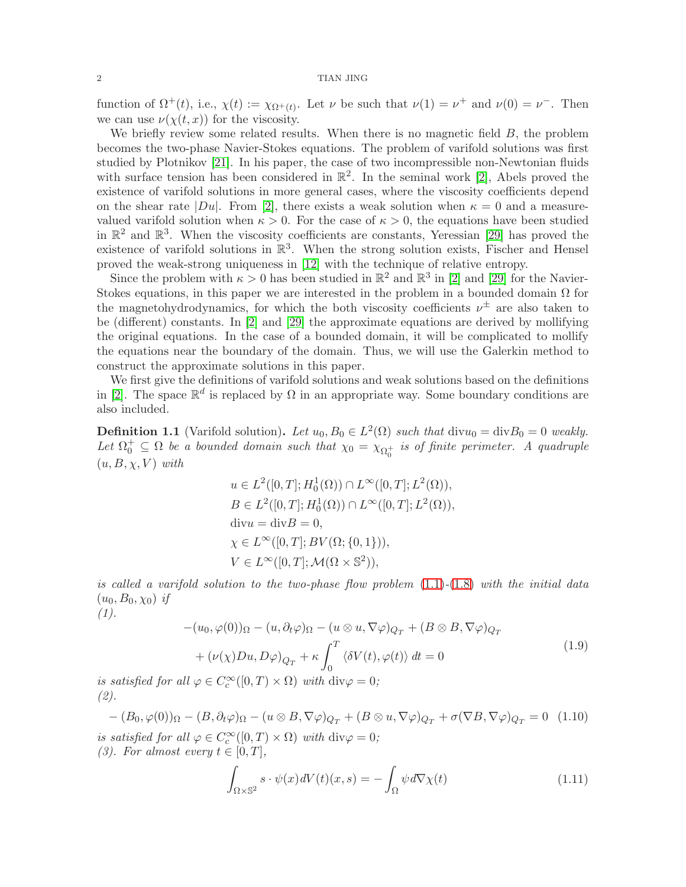function of $\Omega^+(t)$, i.e., $\chi(t) := \chi_{\Omega^+(t)}$. Let $\nu$ be such that $\nu(1) = \nu^+$ and $\nu(0) = \nu^-$. Then we can use $\nu(\chi(t,x))$ for the viscosity.

We briefly review some related results. When there is no magnetic field $B$, the problem becomes the two-phase Navier-Stokes equations. The problem of varifold solutions was first studied by Plotnikov [21]. In his paper, the case of two incompressible non-Newtonian fluids with surface tension has been considered in $\mathbb{R}^2$. In the seminal work [2], Abels proved the existence of varifold solutions in more general cases, where the viscosity coefficients depend on the shear rate $|Du|$. From [2], there exists a weak solution when $\kappa = 0$ and a measure-valued varifold solution when $\kappa > 0$. For the case of $\kappa > 0$, the equations have been studied in $\mathbb{R}^2$ and $\mathbb{R}^3$. When the viscosity coefficients are constants, Yeressian [29] has proved the existence of varifold solutions in $\mathbb{R}^3$. When the strong solution exists, Fischer and Hensel proved the weak-strong uniqueness in [12] with the technique of relative entropy.

Since the problem with $\kappa > 0$ has been studied in $\mathbb{R}^2$ and $\mathbb{R}^3$ in [2] and [29] for the Navier-Stokes equations, in this paper we are interested in the problem in a bounded domain $\Omega$ for the magnetohydrodynamics, for which the both viscosity coefficients $\nu^\pm$ are also taken to be (different) constants. In [2] and [29] the approximate equations are derived by mollifying the original equations. In the case of a bounded domain, it will be complicated to mollify the equations near the boundary of the domain. Thus, we will use the Galerkin method to construct the approximate solutions in this paper.

We first give the definitions of varifold solutions and weak solutions based on the definitions in [2]. The space $\mathbb{R}^d$ is replaced by $\Omega$ in an appropriate way. Some boundary conditions are also included.

**Definition 1.1** (Varifold solution)**.** *Let $u_0, B_0 \in L^2(\Omega)$ such that $\mathrm{div} u_0 = \mathrm{div} B_0 = 0$ weakly. Let $\Omega_0^+ \subseteq \Omega$ be a bounded domain such that $\chi_0 = \chi_{\Omega_0^+}$ is of finite perimeter. A quadruple $(u, B, \chi, V)$ with*

$$
\begin{aligned}
&u \in L^2([0,T]; H_0^1(\Omega)) \cap L^\infty([0,T]; L^2(\Omega)),\\
&B \in L^2([0,T]; H_0^1(\Omega)) \cap L^\infty([0,T]; L^2(\Omega)),\\
&\mathrm{div} u = \mathrm{div} B = 0,\\
&\chi \in L^\infty([0,T]; BV(\Omega; \{0,1\})),\\
&V \in L^\infty([0,T]; \mathcal{M}(\Omega \times \mathbb{S}^2)),
\end{aligned}
$$

*is called a varifold solution to the two-phase flow problem (1.1)-(1.8) with the initial data $(u_0, B_0, \chi_0)$ if*

*(1).*

$$
\begin{aligned}
-(u_0, \varphi(0))_\Omega - (u, \partial_t \varphi)_\Omega - (u \otimes u, \nabla \varphi)_{Q_T} + (B \otimes B, \nabla \varphi)_{Q_T}&\\
+ (\nu(\chi) Du, D\varphi)_{Q_T} + \kappa \int_0^T \langle \delta V(t), \varphi(t) \rangle \, dt = 0&
\end{aligned}
\tag{1.9}
$$

*is satisfied for all $\varphi \in C_c^\infty([0,T) \times \Omega)$ with $\mathrm{div}\varphi = 0$;*

*(2).*

$$
-(B_0, \varphi(0))_\Omega - (B, \partial_t \varphi)_\Omega - (u \otimes B, \nabla \varphi)_{Q_T} + (B \otimes u, \nabla \varphi)_{Q_T} + \sigma (\nabla B, \nabla \varphi)_{Q_T} = 0 \tag{1.10}
$$

*is satisfied for all $\varphi \in C_c^\infty([0,T) \times \Omega)$ with $\mathrm{div}\varphi = 0$;*

*(3). For almost every $t \in [0,T]$,*

$$
\int_{\Omega \times \mathbb{S}^2} s \cdot \psi(x) dV(t)(x,s) = -\int_\Omega \psi d\nabla \chi(t) \tag{1.11}
$$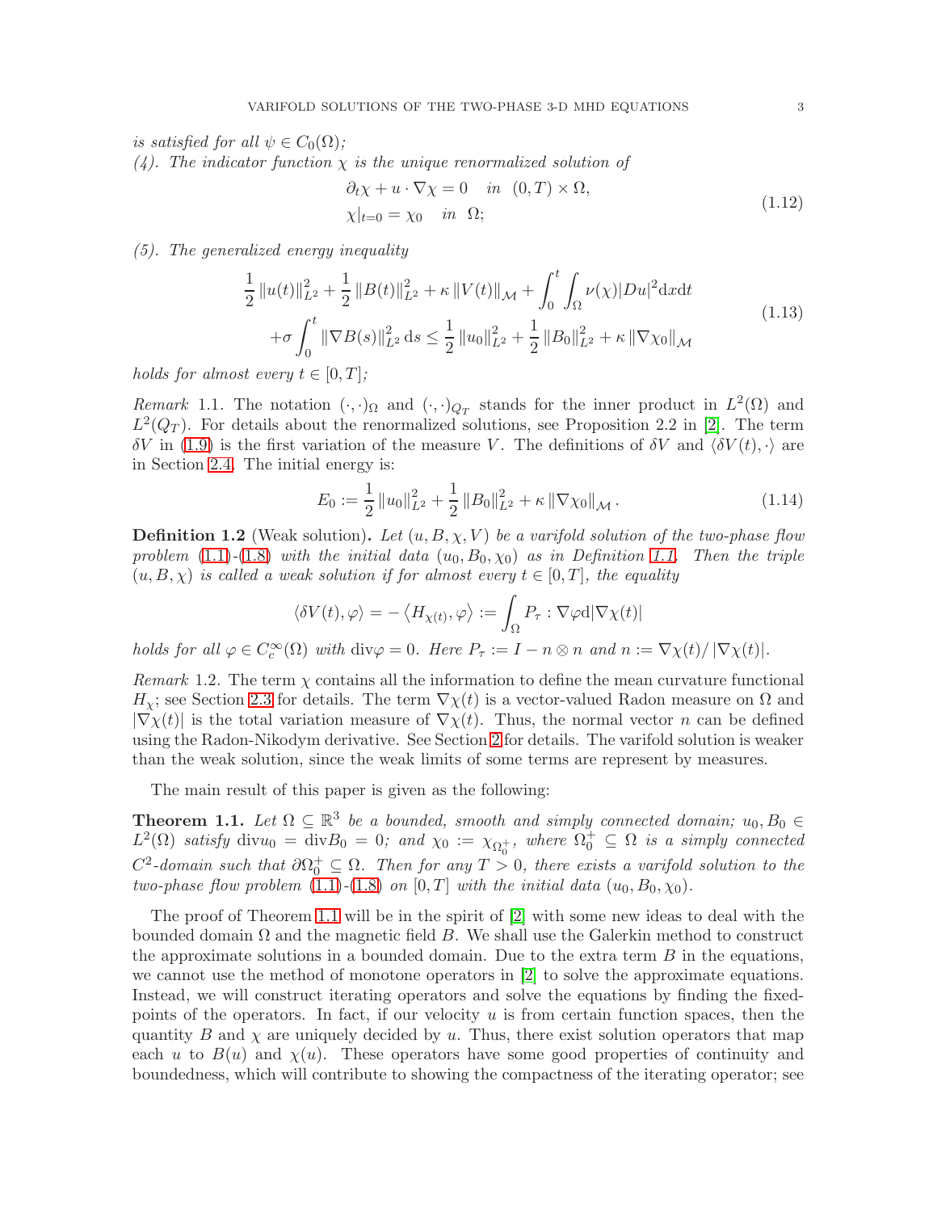*is satisfied for all $\psi \in C_0(\Omega)$;*

*(4). The indicator function $\chi$ is the unique renormalized solution of*

$$
\begin{aligned}
&\partial_t \chi + u \cdot \nabla \chi = 0 \quad \text{in} \;\; (0,T) \times \Omega, \\
&\chi|_{t=0} = \chi_0 \quad \text{in} \;\; \Omega;
\end{aligned}
\tag{1.12}
$$

*(5). The generalized energy inequality*

$$
\begin{aligned}
&\frac{1}{2} \|u(t)\|_{L^2}^2 + \frac{1}{2} \|B(t)\|_{L^2}^2 + \kappa \|V(t)\|_{\mathcal{M}} + \int_0^t \int_\Omega \nu(\chi) |Du|^2 \mathrm{d}x \mathrm{d}t \\
&+ \sigma \int_0^t \|\nabla B(s)\|_{L^2}^2 \mathrm{d}s \leq \frac{1}{2} \|u_0\|_{L^2}^2 + \frac{1}{2} \|B_0\|_{L^2}^2 + \kappa \|\nabla \chi_0\|_{\mathcal{M}}
\end{aligned}
\tag{1.13}
$$

*holds for almost every $t \in [0,T]$;*

*Remark* 1.1. The notation $(\cdot,\cdot)_\Omega$ and $(\cdot,\cdot)_{Q_T}$ stands for the inner product in $L^2(\Omega)$ and $L^2(Q_T)$. For details about the renormalized solutions, see Proposition 2.2 in [2]. The term $\delta V$ in (1.9) is the first variation of the measure $V$. The definitions of $\delta V$ and $\langle \delta V(t), \cdot \rangle$ are in Section 2.4. The initial energy is:

$$
E_0 := \frac{1}{2} \|u_0\|_{L^2}^2 + \frac{1}{2} \|B_0\|_{L^2}^2 + \kappa \|\nabla \chi_0\|_{\mathcal{M}}. \tag{1.14}
$$

**Definition 1.2** (Weak solution)**.** *Let $(u, B, \chi, V)$ be a varifold solution of the two-phase flow problem (1.1)-(1.8) with the initial data $(u_0, B_0, \chi_0)$ as in Definition 1.1. Then the triple $(u, B, \chi)$ is called a weak solution if for almost every $t \in [0,T]$, the equality*

$$
\langle \delta V(t), \varphi \rangle = - \langle H_{\chi(t)}, \varphi \rangle := \int_\Omega P_\tau : \nabla \varphi \mathrm{d} |\nabla \chi(t)|
$$

*holds for all $\varphi \in C_c^\infty(\Omega)$ with $\operatorname{div} \varphi = 0$. Here $P_\tau := I - n \otimes n$ and $n := \nabla \chi(t) / |\nabla \chi(t)|$.*

*Remark* 1.2. The term $\chi$ contains all the information to define the mean curvature functional $H_\chi$; see Section 2.3 for details. The term $\nabla \chi(t)$ is a vector-valued Radon measure on $\Omega$ and $|\nabla \chi(t)|$ is the total variation measure of $\nabla \chi(t)$. Thus, the normal vector $n$ can be defined using the Radon-Nikodym derivative. See Section 2 for details. The varifold solution is weaker than the weak solution, since the weak limits of some terms are represent by measures.

The main result of this paper is given as the following:

**Theorem 1.1.** *Let $\Omega \subseteq \mathbb{R}^3$ be a bounded, smooth and simply connected domain; $u_0, B_0 \in L^2(\Omega)$ satisfy $\operatorname{div} u_0 = \operatorname{div} B_0 = 0$; and $\chi_0 := \chi_{\Omega_0^+}$, where $\Omega_0^+ \subseteq \Omega$ is a simply connected $C^2$-domain such that $\partial \Omega_0^+ \subseteq \Omega$. Then for any $T > 0$, there exists a varifold solution to the two-phase flow problem (1.1)-(1.8) on $[0,T]$ with the initial data $(u_0, B_0, \chi_0)$.*

The proof of Theorem 1.1 will be in the spirit of [2] with some new ideas to deal with the bounded domain $\Omega$ and the magnetic field $B$. We shall use the Galerkin method to construct the approximate solutions in a bounded domain. Due to the extra term $B$ in the equations, we cannot use the method of monotone operators in [2] to solve the approximate equations. Instead, we will construct iterating operators and solve the equations by finding the fixed-points of the operators. In fact, if our velocity $u$ is from certain function spaces, then the quantity $B$ and $\chi$ are uniquely decided by $u$. Thus, there exist solution operators that map each $u$ to $B(u)$ and $\chi(u)$. These operators have some good properties of continuity and boundedness, which will contribute to showing the compactness of the iterating operator; see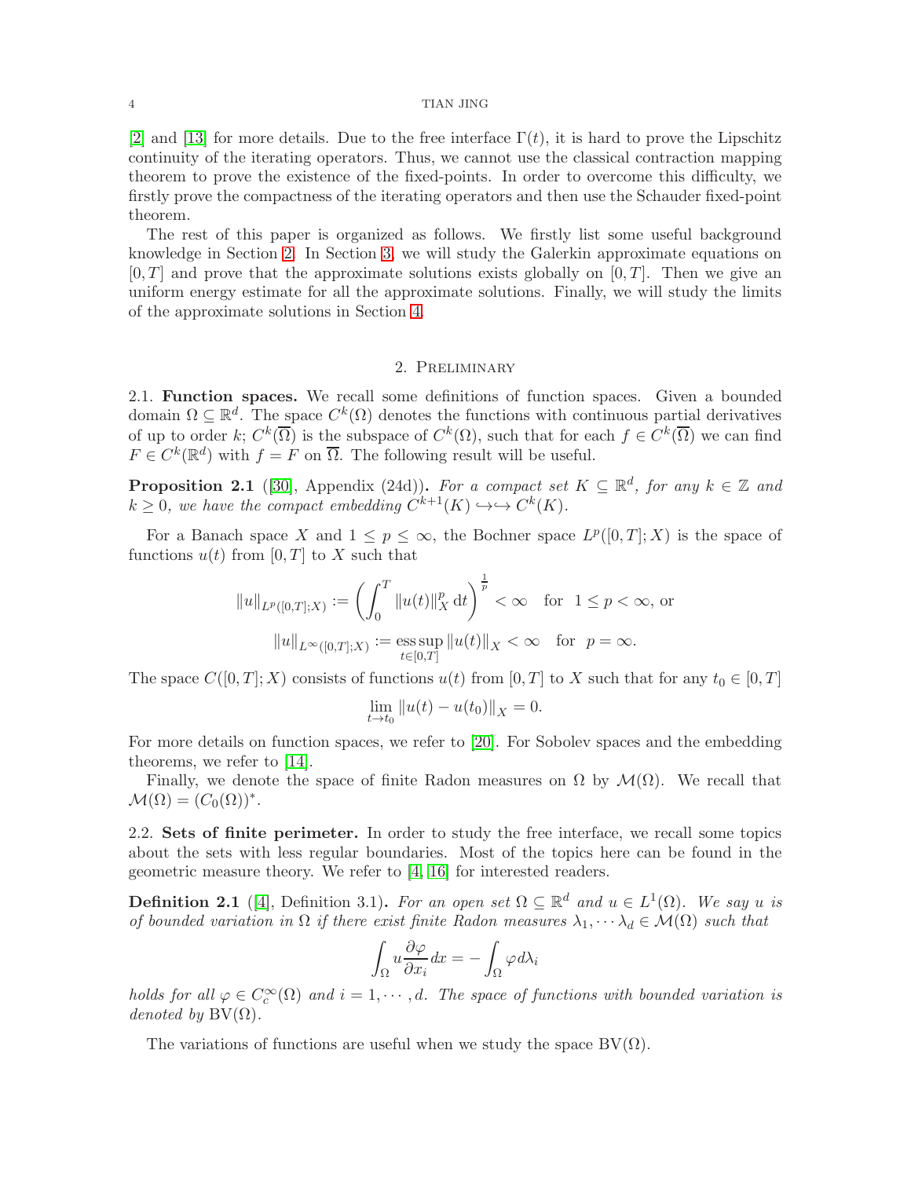[2] and [13] for more details. Due to the free interface $\Gamma(t)$, it is hard to prove the Lipschitz continuity of the iterating operators. Thus, we cannot use the classical contraction mapping theorem to prove the existence of the fixed-points. In order to overcome this difficulty, we firstly prove the compactness of the iterating operators and then use the Schauder fixed-point theorem.

The rest of this paper is organized as follows. We firstly list some useful background knowledge in Section 2. In Section 3, we will study the Galerkin approximate equations on $[0, T]$ and prove that the approximate solutions exists globally on $[0, T]$. Then we give an uniform energy estimate for all the approximate solutions. Finally, we will study the limits of the approximate solutions in Section 4.

## 2. Preliminary

2.1. **Function spaces.** We recall some definitions of function spaces. Given a bounded domain $\Omega \subseteq \mathbb{R}^d$. The space $C^k(\Omega)$ denotes the functions with continuous partial derivatives of up to order $k$; $C^k(\overline{\Omega})$ is the subspace of $C^k(\Omega)$, such that for each $f \in C^k(\overline{\Omega})$ we can find $F \in C^k(\mathbb{R}^d)$ with $f = F$ on $\overline{\Omega}$. The following result will be useful.

**Proposition 2.1** ([30], Appendix (24d)). *For a compact set $K \subseteq \mathbb{R}^d$, for any $k \in \mathbb{Z}$ and $k \geq 0$, we have the compact embedding $C^{k+1}(K) \hookrightarrow\hookrightarrow C^k(K)$.*

For a Banach space $X$ and $1 \leq p \leq \infty$, the Bochner space $L^p([0, T]; X)$ is the space of functions $u(t)$ from $[0, T]$ to $X$ such that

$$\|u\|_{L^p([0,T];X)} := \left( \int_0^T \|u(t)\|_X^p \,\mathrm{d}t \right)^{\frac{1}{p}} < \infty \quad \text{for} \quad 1 \leq p < \infty, \text{ or}$$

$$\|u\|_{L^\infty([0,T];X)} := \operatorname*{ess\,sup}_{t \in [0,T]} \|u(t)\|_X < \infty \quad \text{for} \quad p = \infty.$$

The space $C([0, T]; X)$ consists of functions $u(t)$ from $[0, T]$ to $X$ such that for any $t_0 \in [0, T]$

$$\lim_{t \to t_0} \|u(t) - u(t_0)\|_X = 0.$$

For more details on function spaces, we refer to [20]. For Sobolev spaces and the embedding theorems, we refer to [14].

Finally, we denote the space of finite Radon measures on $\Omega$ by $\mathcal{M}(\Omega)$. We recall that $\mathcal{M}(\Omega) = (C_0(\Omega))^*$.

2.2. **Sets of finite perimeter.** In order to study the free interface, we recall some topics about the sets with less regular boundaries. Most of the topics here can be found in the geometric measure theory. We refer to [4, 16] for interested readers.

**Definition 2.1** ([4], Definition 3.1). *For an open set $\Omega \subseteq \mathbb{R}^d$ and $u \in L^1(\Omega)$. We say $u$ is of bounded variation in $\Omega$ if there exist finite Radon measures $\lambda_1, \cdots \lambda_d \in \mathcal{M}(\Omega)$ such that*

$$\int_\Omega u \frac{\partial \varphi}{\partial x_i} dx = - \int_\Omega \varphi d\lambda_i$$

*holds for all $\varphi \in C_c^\infty(\Omega)$ and $i = 1, \cdots, d$. The space of functions with bounded variation is denoted by $\mathrm{BV}(\Omega)$.*

The variations of functions are useful when we study the space $\mathrm{BV}(\Omega)$.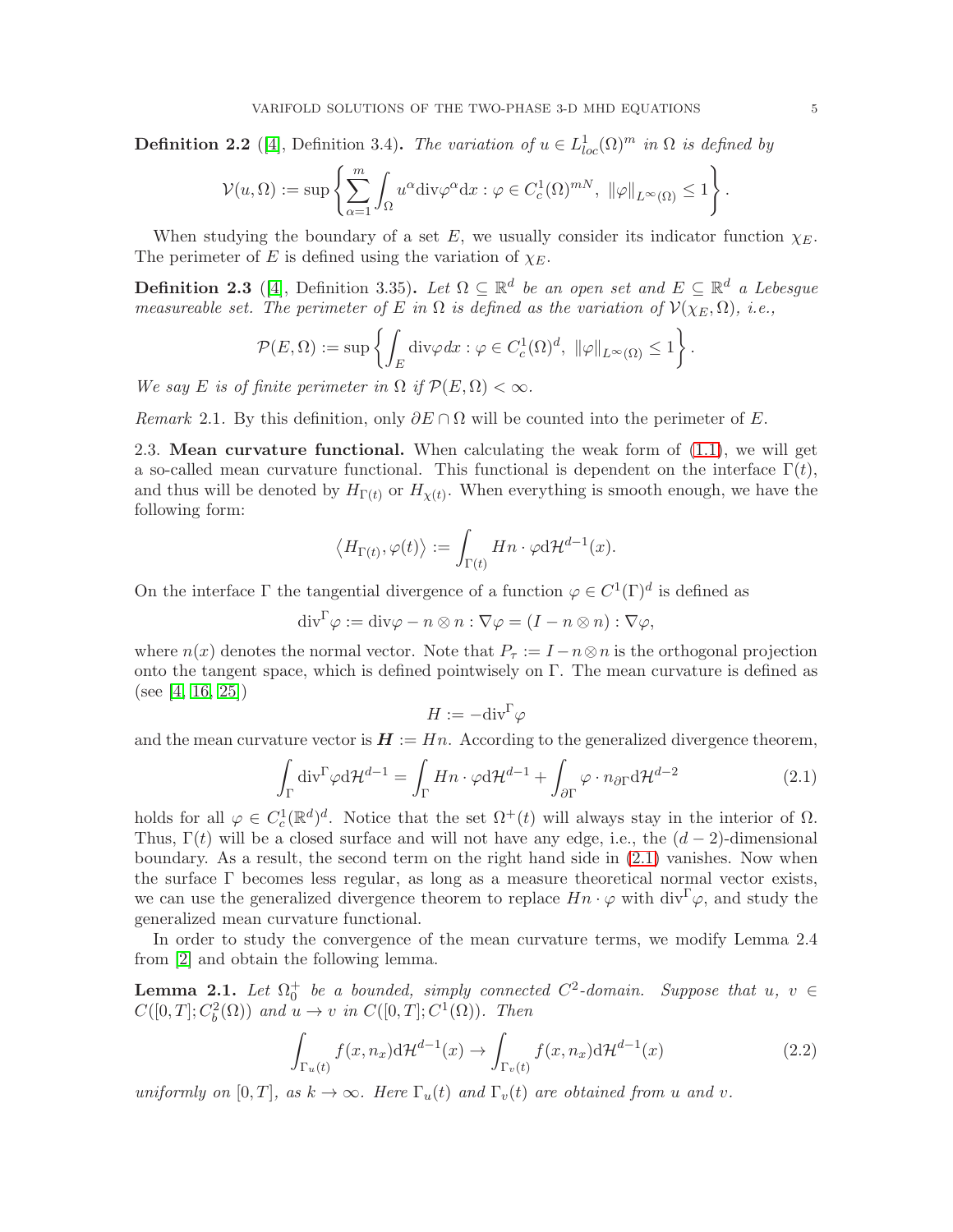**Definition 2.2** ([4], Definition 3.4)**.** *The variation of $u \in L^1_{loc}(\Omega)^m$ in $\Omega$ is defined by*

$$\mathcal{V}(u, \Omega) := \sup \left\{ \sum_{\alpha=1}^{m} \int_{\Omega} u^\alpha \mathrm{div} \varphi^\alpha \mathrm{d}x : \varphi \in C^1_c(\Omega)^{mN},\ \|\varphi\|_{L^\infty(\Omega)} \le 1 \right\}.$$

When studying the boundary of a set $E$, we usually consider its indicator function $\chi_E$. The perimeter of $E$ is defined using the variation of $\chi_E$.

**Definition 2.3** ([4], Definition 3.35)**.** *Let $\Omega \subseteq \mathbb{R}^d$ be an open set and $E \subseteq \mathbb{R}^d$ a Lebesgue measureable set. The perimeter of $E$ in $\Omega$ is defined as the variation of $\mathcal{V}(\chi_E, \Omega)$, i.e.,*

$$\mathcal{P}(E, \Omega) := \sup \left\{ \int_E \mathrm{div} \varphi dx : \varphi \in C^1_c(\Omega)^d,\ \|\varphi\|_{L^\infty(\Omega)} \le 1 \right\}.$$

*We say $E$ is of finite perimeter in $\Omega$ if $\mathcal{P}(E, \Omega) < \infty$.*

*Remark* 2.1. By this definition, only $\partial E \cap \Omega$ will be counted into the perimeter of $E$.

2.3. **Mean curvature functional.** When calculating the weak form of (1.1), we will get a so-called mean curvature functional. This functional is dependent on the interface $\Gamma(t)$, and thus will be denoted by $H_{\Gamma(t)}$ or $H_{\chi(t)}$. When everything is smooth enough, we have the following form:

$$\left\langle H_{\Gamma(t)}, \varphi(t) \right\rangle := \int_{\Gamma(t)} Hn \cdot \varphi \mathrm{d}\mathcal{H}^{d-1}(x).$$

On the interface $\Gamma$ the tangential divergence of a function $\varphi \in C^1(\Gamma)^d$ is defined as

$$\mathrm{div}^\Gamma \varphi := \mathrm{div} \varphi - n \otimes n : \nabla \varphi = (I - n \otimes n) : \nabla \varphi,$$

where $n(x)$ denotes the normal vector. Note that $P_\tau := I - n \otimes n$ is the orthogonal projection onto the tangent space, which is defined pointwisely on $\Gamma$. The mean curvature is defined as (see [4, 16, 25])

$$H := -\mathrm{div}^\Gamma \varphi$$

and the mean curvature vector is $\boldsymbol{H} := Hn$. According to the generalized divergence theorem,

$$\int_\Gamma \mathrm{div}^\Gamma \varphi \mathrm{d}\mathcal{H}^{d-1} = \int_\Gamma Hn \cdot \varphi \mathrm{d}\mathcal{H}^{d-1} + \int_{\partial\Gamma} \varphi \cdot n_{\partial\Gamma} \mathrm{d}\mathcal{H}^{d-2} \tag{2.1}$$

holds for all $\varphi \in C^1_c(\mathbb{R}^d)^d$. Notice that the set $\Omega^+(t)$ will always stay in the interior of $\Omega$. Thus, $\Gamma(t)$ will be a closed surface and will not have any edge, i.e., the $(d-2)$-dimensional boundary. As a result, the second term on the right hand side in (2.1) vanishes. Now when the surface $\Gamma$ becomes less regular, as long as a measure theoretical normal vector exists, we can use the generalized divergence theorem to replace $Hn \cdot \varphi$ with $\mathrm{div}^\Gamma \varphi$, and study the generalized mean curvature functional.

In order to study the convergence of the mean curvature terms, we modify Lemma 2.4 from [2] and obtain the following lemma.

**Lemma 2.1.** *Let $\Omega^+_0$ be a bounded, simply connected $C^2$-domain. Suppose that $u$, $v \in C([0, T]; C^2_b(\Omega))$ and $u \to v$ in $C([0, T]; C^1(\Omega))$. Then*

$$\int_{\Gamma_u(t)} f(x, n_x) \mathrm{d}\mathcal{H}^{d-1}(x) \to \int_{\Gamma_v(t)} f(x, n_x) \mathrm{d}\mathcal{H}^{d-1}(x) \tag{2.2}$$

*uniformly on $[0, T]$, as $k \to \infty$. Here $\Gamma_u(t)$ and $\Gamma_v(t)$ are obtained from $u$ and $v$.*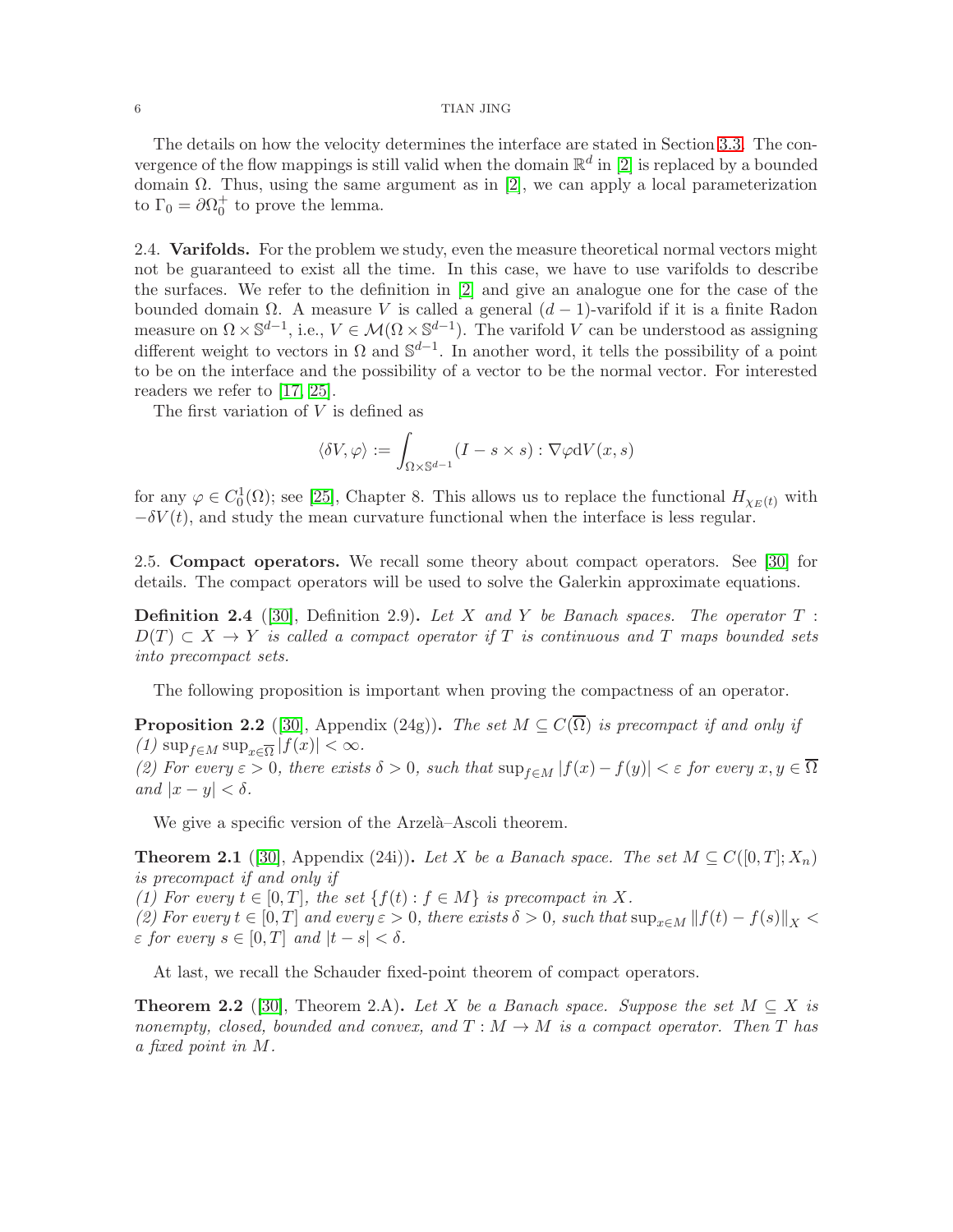The details on how the velocity determines the interface are stated in Section 3.3. The convergence of the flow mappings is still valid when the domain $\mathbb{R}^d$ in [2] is replaced by a bounded domain $\Omega$. Thus, using the same argument as in [2], we can apply a local parameterization to $\Gamma_0 = \partial\Omega_0^+$ to prove the lemma.

2.4. **Varifolds.** For the problem we study, even the measure theoretical normal vectors might not be guaranteed to exist all the time. In this case, we have to use varifolds to describe the surfaces. We refer to the definition in [2] and give an analogue one for the case of the bounded domain $\Omega$. A measure $V$ is called a general $(d-1)$-varifold if it is a finite Radon measure on $\Omega \times \mathbb{S}^{d-1}$, i.e., $V \in \mathcal{M}(\Omega \times \mathbb{S}^{d-1})$. The varifold $V$ can be understood as assigning different weight to vectors in $\Omega$ and $\mathbb{S}^{d-1}$. In another word, it tells the possibility of a point to be on the interface and the possibility of a vector to be the normal vector. For interested readers we refer to [17, 25].

The first variation of $V$ is defined as

$$\langle \delta V, \varphi \rangle := \int_{\Omega \times \mathbb{S}^{d-1}} (I - s \times s) : \nabla \varphi \mathrm{d}V(x, s)$$

for any $\varphi \in C_0^1(\Omega)$; see [25], Chapter 8. This allows us to replace the functional $H_{\chi_E(t)}$ with $-\delta V(t)$, and study the mean curvature functional when the interface is less regular.

2.5. **Compact operators.** We recall some theory about compact operators. See [30] for details. The compact operators will be used to solve the Galerkin approximate equations.

**Definition 2.4** ([30], Definition 2.9)**.** *Let $X$ and $Y$ be Banach spaces. The operator $T : D(T) \subset X \to Y$ is called a compact operator if $T$ is continuous and $T$ maps bounded sets into precompact sets.*

The following proposition is important when proving the compactness of an operator.

**Proposition 2.2** ([30], Appendix (24g))**.** *The set $M \subseteq C(\overline{\Omega})$ is precompact if and only if*
*(1) $\sup_{f \in M} \sup_{x \in \overline{\Omega}} |f(x)| < \infty$.*
*(2) For every $\varepsilon > 0$, there exists $\delta > 0$, such that $\sup_{f \in M} |f(x) - f(y)| < \varepsilon$ for every $x, y \in \overline{\Omega}$ and $|x - y| < \delta$.*

We give a specific version of the Arzelà–Ascoli theorem.

**Theorem 2.1** ([30], Appendix (24i))**.** *Let $X$ be a Banach space. The set $M \subseteq C([0, T]; X_n)$ is precompact if and only if*
*(1) For every $t \in [0, T]$, the set $\{f(t) : f \in M\}$ is precompact in $X$.*
*(2) For every $t \in [0, T]$ and every $\varepsilon > 0$, there exists $\delta > 0$, such that $\sup_{x \in M} \|f(t) - f(s)\|_X < \varepsilon$ for every $s \in [0, T]$ and $|t - s| < \delta$.*

At last, we recall the Schauder fixed-point theorem of compact operators.

**Theorem 2.2** ([30], Theorem 2.A)**.** *Let $X$ be a Banach space. Suppose the set $M \subseteq X$ is nonempty, closed, bounded and convex, and $T : M \to M$ is a compact operator. Then $T$ has a fixed point in $M$.*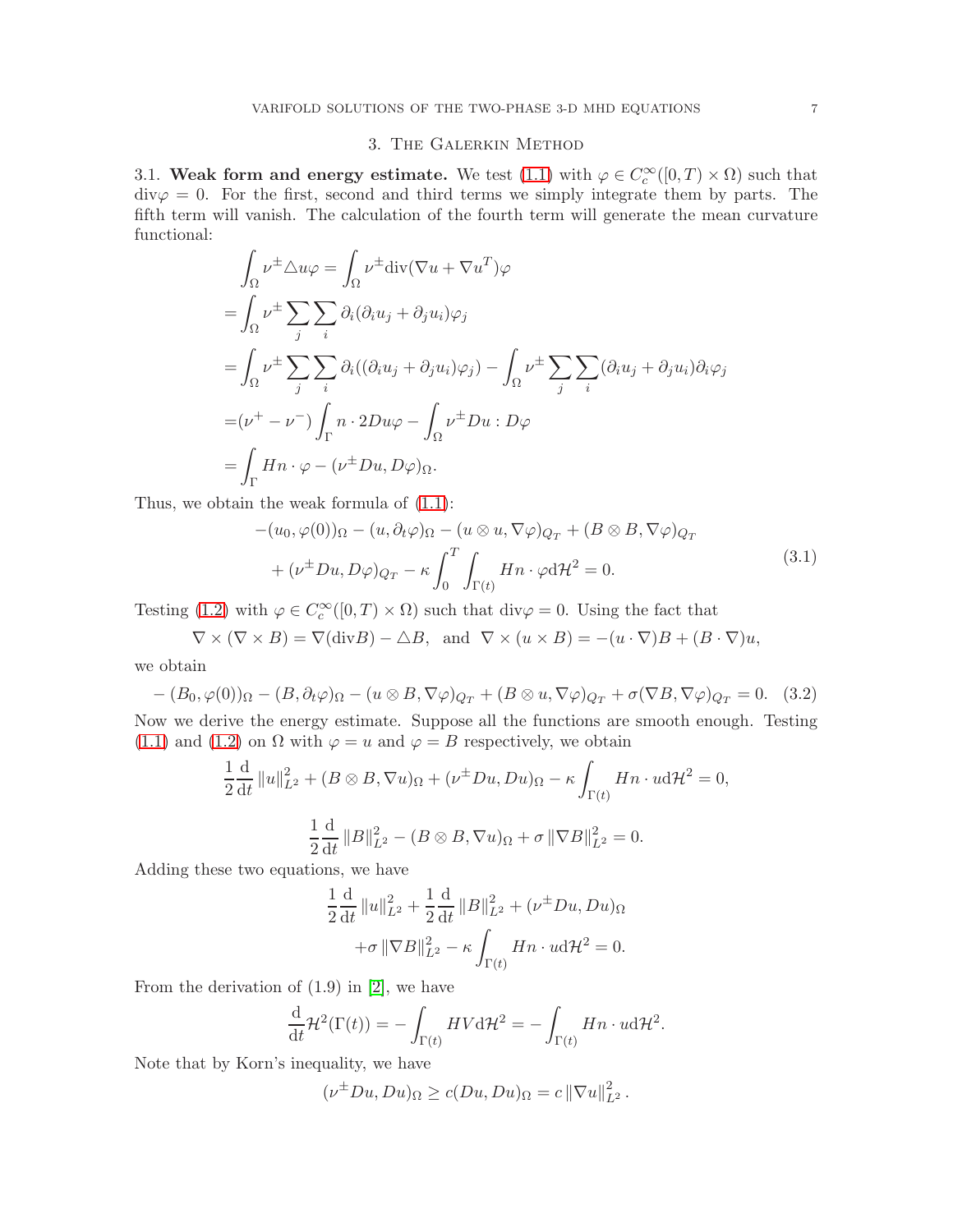## 3. The Galerkin Method

**3.1. Weak form and energy estimate.** We test (1.1) with $\varphi \in C_c^\infty([0,T)\times\Omega)$ such that $\text{div}\varphi = 0$. For the first, second and third terms we simply integrate them by parts. The fifth term will vanish. The calculation of the fourth term will generate the mean curvature functional:

$$
\begin{aligned}
&\int_\Omega \nu^\pm \triangle u \varphi = \int_\Omega \nu^\pm \text{div}(\nabla u + \nabla u^T)\varphi \\
=& \int_\Omega \nu^\pm \sum_j \sum_i \partial_i(\partial_i u_j + \partial_j u_i)\varphi_j \\
=& \int_\Omega \nu^\pm \sum_j \sum_i \partial_i((\partial_i u_j + \partial_j u_i)\varphi_j) - \int_\Omega \nu^\pm \sum_j \sum_i (\partial_i u_j + \partial_j u_i)\partial_i \varphi_j \\
=& (\nu^+ - \nu^-)\int_\Gamma n \cdot 2Du\varphi - \int_\Omega \nu^\pm Du : D\varphi \\
=& \int_\Gamma Hn\cdot\varphi - (\nu^\pm Du, D\varphi)_\Omega.
\end{aligned}
$$

Thus, we obtain the weak formula of (1.1):

$$
\begin{aligned}
&-(u_0, \varphi(0))_\Omega - (u, \partial_t \varphi)_\Omega - (u\otimes u, \nabla\varphi)_{Q_T} + (B\otimes B, \nabla\varphi)_{Q_T} \\
&+ (\nu^\pm Du, D\varphi)_{Q_T} - \kappa \int_0^T \int_{\Gamma(t)} Hn\cdot\varphi \mathrm{d}\mathcal{H}^2 = 0.
\end{aligned}
\tag{3.1}
$$

Testing (1.2) with $\varphi \in C_c^\infty([0,T)\times\Omega)$ such that $\text{div}\varphi = 0$. Using the fact that

$$
\nabla\times(\nabla\times B) = \nabla(\text{div}B) - \triangle B, \quad \text{and} \quad \nabla\times(u\times B) = -(u\cdot\nabla)B + (B\cdot\nabla)u,
$$

we obtain

$$
-(B_0, \varphi(0))_\Omega - (B, \partial_t\varphi)_\Omega - (u\otimes B, \nabla\varphi)_{Q_T} + (B\otimes u, \nabla\varphi)_{Q_T} + \sigma(\nabla B, \nabla\varphi)_{Q_T} = 0. \tag{3.2}
$$

Now we derive the energy estimate. Suppose all the functions are smooth enough. Testing (1.1) and (1.2) on $\Omega$ with $\varphi = u$ and $\varphi = B$ respectively, we obtain

$$
\frac{1}{2}\frac{\mathrm{d}}{\mathrm{d}t}\|u\|_{L^2}^2 + (B\otimes B, \nabla u)_\Omega + (\nu^\pm Du, Du)_\Omega - \kappa\int_{\Gamma(t)} Hn\cdot u \mathrm{d}\mathcal{H}^2 = 0,
$$

$$
\frac{1}{2}\frac{\mathrm{d}}{\mathrm{d}t}\|B\|_{L^2}^2 - (B\otimes B, \nabla u)_\Omega + \sigma\|\nabla B\|_{L^2}^2 = 0.
$$

Adding these two equations, we have

$$
\begin{aligned}
&\frac{1}{2}\frac{\mathrm{d}}{\mathrm{d}t}\|u\|_{L^2}^2 + \frac{1}{2}\frac{\mathrm{d}}{\mathrm{d}t}\|B\|_{L^2}^2 + (\nu^\pm Du, Du)_\Omega \\
&+\sigma\|\nabla B\|_{L^2}^2 - \kappa\int_{\Gamma(t)} Hn\cdot u \mathrm{d}\mathcal{H}^2 = 0.
\end{aligned}
$$

From the derivation of (1.9) in [2], we have

$$
\frac{\mathrm{d}}{\mathrm{d}t}\mathcal{H}^2(\Gamma(t)) = -\int_{\Gamma(t)} HV\mathrm{d}\mathcal{H}^2 = -\int_{\Gamma(t)} Hn\cdot u \mathrm{d}\mathcal{H}^2.
$$

Note that by Korn's inequality, we have

$$
(\nu^\pm Du, Du)_\Omega \geq c(Du, Du)_\Omega = c\|\nabla u\|_{L^2}^2.
$$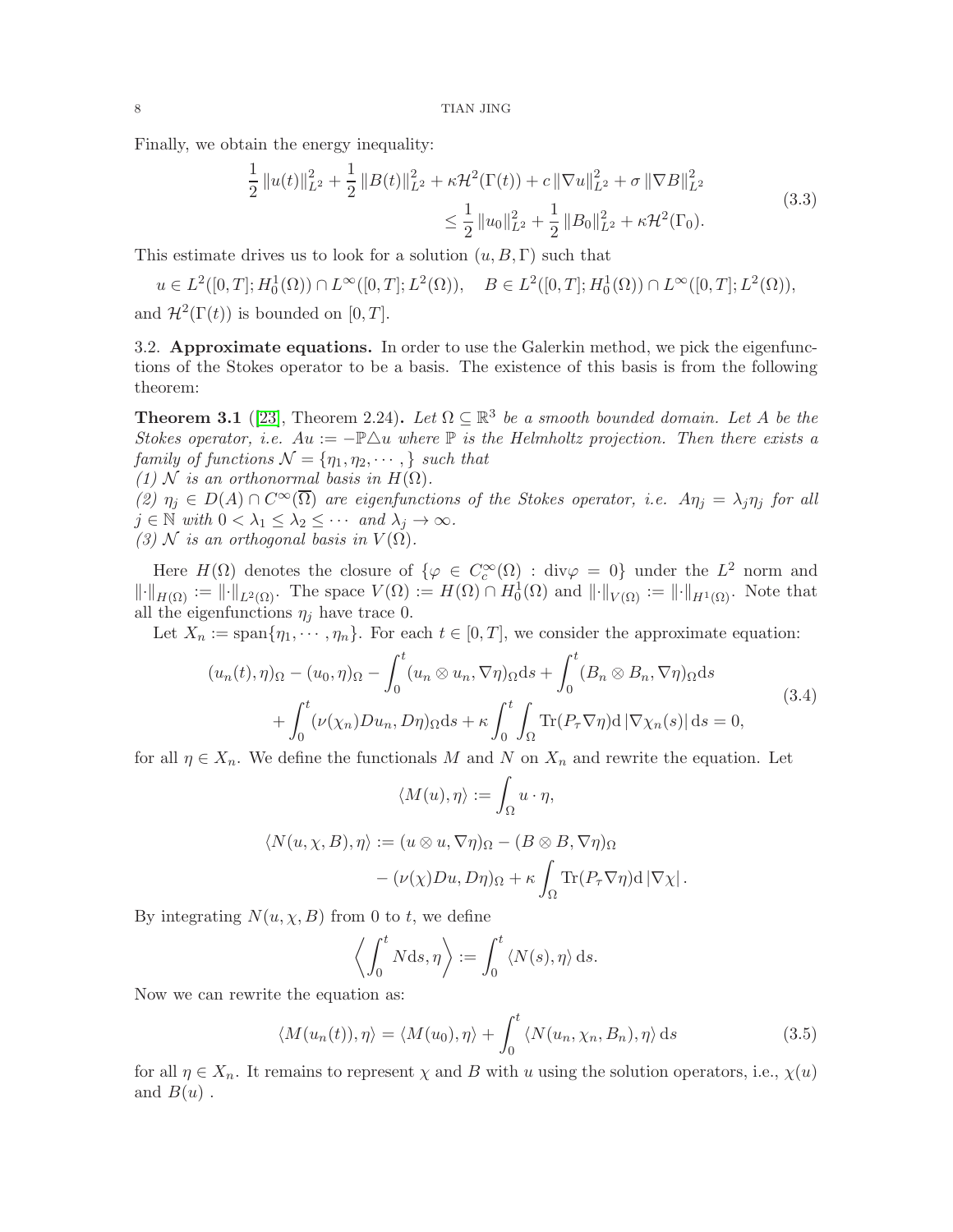Finally, we obtain the energy inequality:

$$
\begin{aligned}
\frac{1}{2}\|u(t)\|_{L^2}^2 + \frac{1}{2}\|B(t)\|_{L^2}^2 + \kappa\mathcal{H}^2(\Gamma(t)) + c\,\|\nabla u\|_{L^2}^2 + \sigma\,\|\nabla B\|_{L^2}^2 \\
\leq \frac{1}{2}\|u_0\|_{L^2}^2 + \frac{1}{2}\|B_0\|_{L^2}^2 + \kappa\mathcal{H}^2(\Gamma_0).
\end{aligned}
\tag{3.3}
$$

This estimate drives us to look for a solution $(u, B, \Gamma)$ such that

$$
u \in L^2([0,T]; H_0^1(\Omega)) \cap L^\infty([0,T]; L^2(\Omega)), \quad B \in L^2([0,T]; H_0^1(\Omega)) \cap L^\infty([0,T]; L^2(\Omega)),
$$

and $\mathcal{H}^2(\Gamma(t))$ is bounded on $[0,T]$.

### 3.2. Approximate equations.

In order to use the Galerkin method, we pick the eigenfunctions of the Stokes operator to be a basis. The existence of this basis is from the following theorem:

**Theorem 3.1** ([23], Theorem 2.24)**.** *Let $\Omega \subseteq \mathbb{R}^3$ be a smooth bounded domain. Let $A$ be the Stokes operator, i.e. $Au := -\mathbb{P}\triangle u$ where $\mathbb{P}$ is the Helmholtz projection. Then there exists a family of functions $\mathcal{N} = \{\eta_1, \eta_2, \cdots,\}$ such that*
*(1) $\mathcal{N}$ is an orthonormal basis in $H(\Omega)$.*
*(2) $\eta_j \in D(A) \cap C^\infty(\overline{\Omega})$ are eigenfunctions of the Stokes operator, i.e. $A\eta_j = \lambda_j \eta_j$ for all $j \in \mathbb{N}$ with $0 < \lambda_1 \leq \lambda_2 \leq \cdots$ and $\lambda_j \to \infty$.*
*(3) $\mathcal{N}$ is an orthogonal basis in $V(\Omega)$.*

Here $H(\Omega)$ denotes the closure of $\{\varphi \in C_c^\infty(\Omega) : \mathrm{div}\varphi = 0\}$ under the $L^2$ norm and $\|\cdot\|_{H(\Omega)} := \|\cdot\|_{L^2(\Omega)}$. The space $V(\Omega) := H(\Omega) \cap H_0^1(\Omega)$ and $\|\cdot\|_{V(\Omega)} := \|\cdot\|_{H^1(\Omega)}$. Note that all the eigenfunctions $\eta_j$ have trace 0.

Let $X_n := \mathrm{span}\{\eta_1, \cdots, \eta_n\}$. For each $t \in [0,T]$, we consider the approximate equation:

$$
\begin{aligned}
(u_n(t), \eta)_\Omega - (u_0, \eta)_\Omega - \int_0^t (u_n \otimes u_n, \nabla\eta)_\Omega \mathrm{d}s + \int_0^t (B_n \otimes B_n, \nabla\eta)_\Omega \mathrm{d}s \\
+ \int_0^t (\nu(\chi_n) Du_n, D\eta)_\Omega \mathrm{d}s + \kappa \int_0^t \int_\Omega \mathrm{Tr}(P_\tau \nabla\eta) \mathrm{d}\,|\nabla\chi_n(s)|\,\mathrm{d}s = 0,
\end{aligned}
\tag{3.4}
$$

for all $\eta \in X_n$. We define the functionals $M$ and $N$ on $X_n$ and rewrite the equation. Let

$$
\langle M(u), \eta\rangle := \int_\Omega u \cdot \eta,
$$

$$
\begin{aligned}
\langle N(u, \chi, B), \eta\rangle := (u \otimes u, \nabla\eta)_\Omega - (B \otimes B, \nabla\eta)_\Omega \\
- (\nu(\chi)Du, D\eta)_\Omega + \kappa \int_\Omega \mathrm{Tr}(P_\tau \nabla\eta)\mathrm{d}\,|\nabla\chi|\,.
\end{aligned}
$$

By integrating $N(u, \chi, B)$ from 0 to $t$, we define

$$
\left\langle \int_0^t N \mathrm{d}s, \eta \right\rangle := \int_0^t \langle N(s), \eta\rangle\, \mathrm{d}s.
$$

Now we can rewrite the equation as:

$$
\langle M(u_n(t)), \eta\rangle = \langle M(u_0), \eta\rangle + \int_0^t \langle N(u_n, \chi_n, B_n), \eta\rangle\, \mathrm{d}s
\tag{3.5}
$$

for all $\eta \in X_n$. It remains to represent $\chi$ and $B$ with $u$ using the solution operators, i.e., $\chi(u)$ and $B(u)$ .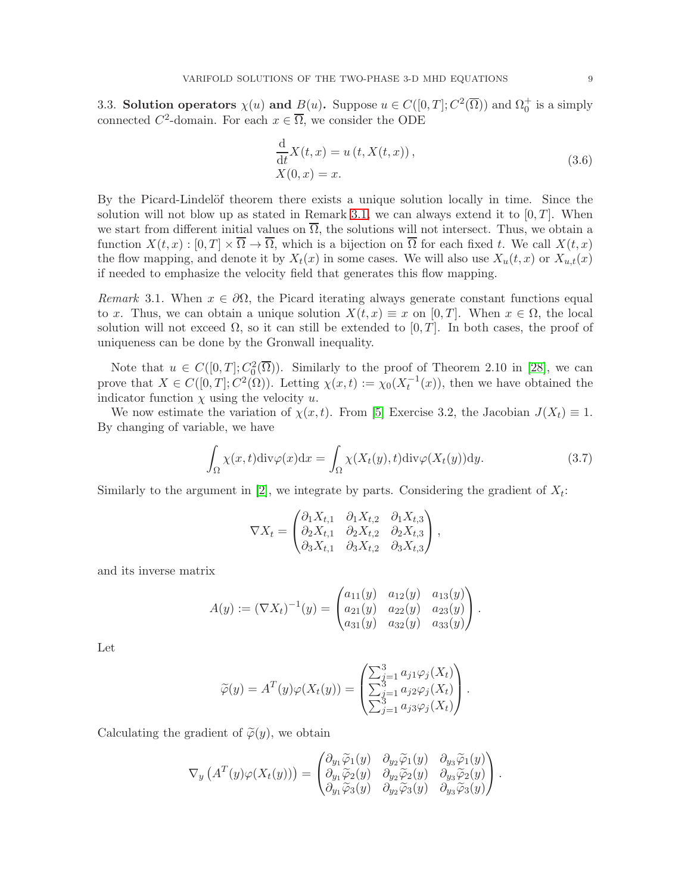3.3. **Solution operators $\chi(u)$ and $B(u)$.** Suppose $u \in C([0,T];C^2(\overline{\Omega}))$ and $\Omega_0^+$ is a simply connected $C^2$-domain. For each $x \in \overline{\Omega}$, we consider the ODE

$$
\begin{aligned}
&\frac{\mathrm{d}}{\mathrm{d}t}X(t,x) = u\left(t, X(t,x)\right), \\
&X(0,x) = x.
\end{aligned}
\tag{3.6}
$$

By the Picard-Lindelöf theorem there exists a unique solution locally in time. Since the solution will not blow up as stated in Remark 3.1, we can always extend it to $[0,T]$. When we start from different initial values on $\overline{\Omega}$, the solutions will not intersect. Thus, we obtain a function $X(t,x) : [0,T] \times \overline{\Omega} \to \overline{\Omega}$, which is a bijection on $\overline{\Omega}$ for each fixed $t$. We call $X(t,x)$ the flow mapping, and denote it by $X_t(x)$ in some cases. We will also use $X_u(t,x)$ or $X_{u,t}(x)$ if needed to emphasize the velocity field that generates this flow mapping.

*Remark* 3.1. When $x \in \partial\Omega$, the Picard iterating always generate constant functions equal to $x$. Thus, we can obtain a unique solution $X(t,x) \equiv x$ on $[0,T]$. When $x \in \Omega$, the local solution will not exceed $\Omega$, so it can still be extended to $[0,T]$. In both cases, the proof of uniqueness can be done by the Gronwall inequality.

Note that $u \in C([0,T]; C_0^2(\overline{\Omega}))$. Similarly to the proof of Theorem 2.10 in [28], we can prove that $X \in C([0,T]; C^2(\Omega))$. Letting $\chi(x,t) := \chi_0(X_t^{-1}(x))$, then we have obtained the indicator function $\chi$ using the velocity $u$.

We now estimate the variation of $\chi(x,t)$. From [5] Exercise 3.2, the Jacobian $J(X_t) \equiv 1$. By changing of variable, we have

$$
\int_\Omega \chi(x,t)\mathrm{div}\varphi(x)\mathrm{d}x = \int_\Omega \chi(X_t(y),t)\mathrm{div}\varphi(X_t(y))\mathrm{d}y. \tag{3.7}
$$

Similarly to the argument in [2], we integrate by parts. Considering the gradient of $X_t$:

$$
\nabla X_t = \begin{pmatrix} \partial_1 X_{t,1} & \partial_1 X_{t,2} & \partial_1 X_{t,3} \\ \partial_2 X_{t,1} & \partial_2 X_{t,2} & \partial_2 X_{t,3} \\ \partial_3 X_{t,1} & \partial_3 X_{t,2} & \partial_3 X_{t,3} \end{pmatrix},
$$

and its inverse matrix

$$
A(y) := (\nabla X_t)^{-1}(y) = \begin{pmatrix} a_{11}(y) & a_{12}(y) & a_{13}(y) \\ a_{21}(y) & a_{22}(y) & a_{23}(y) \\ a_{31}(y) & a_{32}(y) & a_{33}(y) \end{pmatrix}.
$$

Let

$$
\widetilde{\varphi}(y) = A^T(y)\varphi(X_t(y)) = \begin{pmatrix} \sum_{j=1}^3 a_{j1}\varphi_j(X_t) \\ \sum_{j=1}^3 a_{j2}\varphi_j(X_t) \\ \sum_{j=1}^3 a_{j3}\varphi_j(X_t) \end{pmatrix}.
$$

Calculating the gradient of $\widetilde{\varphi}(y)$, we obtain

$$
\nabla_y \left(A^T(y)\varphi(X_t(y))\right) = \begin{pmatrix} \partial_{y_1}\widetilde{\varphi}_1(y) & \partial_{y_2}\widetilde{\varphi}_1(y) & \partial_{y_3}\widetilde{\varphi}_1(y) \\ \partial_{y_1}\widetilde{\varphi}_2(y) & \partial_{y_2}\widetilde{\varphi}_2(y) & \partial_{y_3}\widetilde{\varphi}_2(y) \\ \partial_{y_1}\widetilde{\varphi}_3(y) & \partial_{y_2}\widetilde{\varphi}_3(y) & \partial_{y_3}\widetilde{\varphi}_3(y) \end{pmatrix}.
$$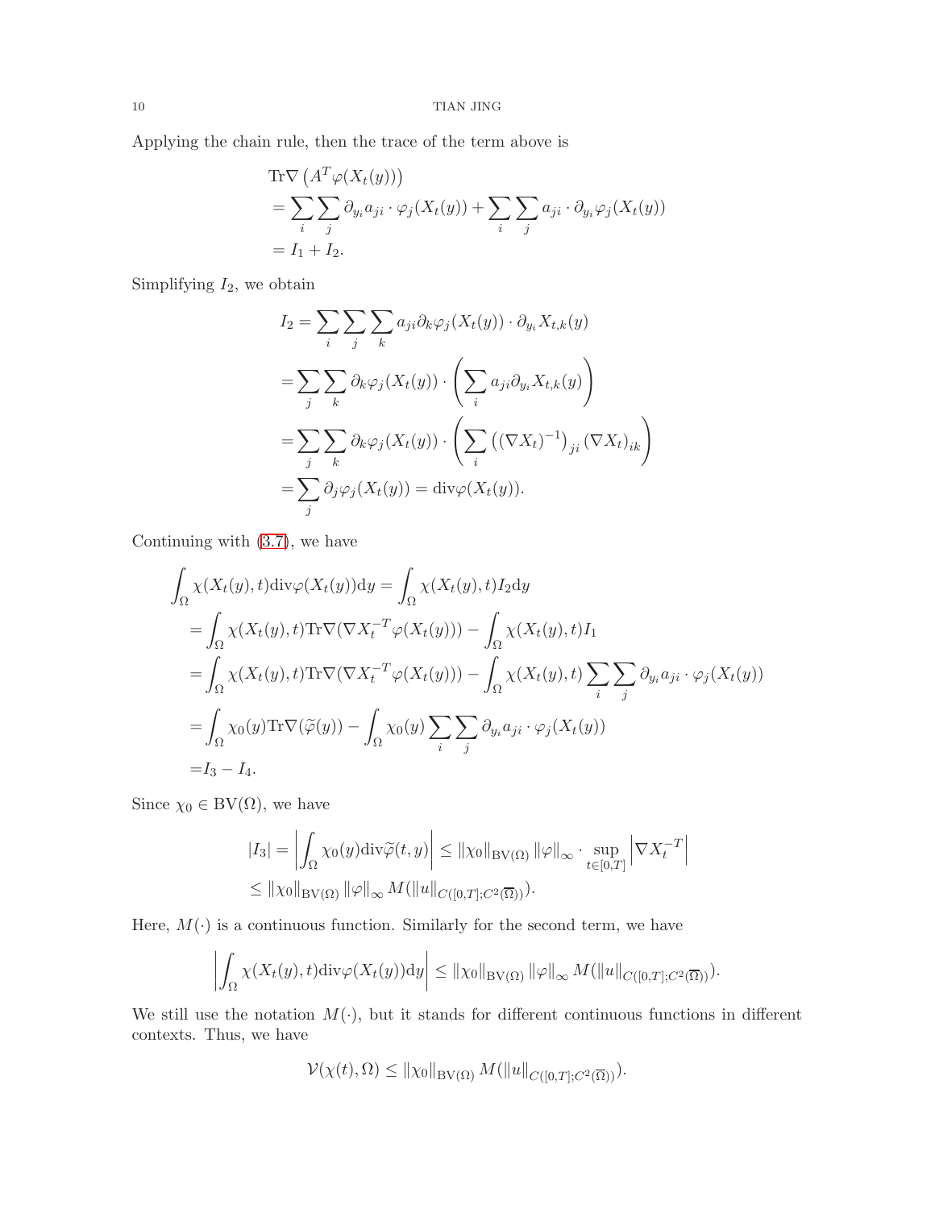Applying the chain rule, then the trace of the term above is

$$
\begin{aligned}
&\mathrm{Tr}\nabla\left(A^T\varphi(X_t(y))\right) \\
&= \sum_i \sum_j \partial_{y_i} a_{ji} \cdot \varphi_j(X_t(y)) + \sum_i \sum_j a_{ji} \cdot \partial_{y_i}\varphi_j(X_t(y)) \\
&= I_1 + I_2.
\end{aligned}
$$

Simplifying $I_2$, we obtain

$$
\begin{aligned}
I_2 &= \sum_i \sum_j \sum_k a_{ji}\partial_k\varphi_j(X_t(y)) \cdot \partial_{y_i} X_{t,k}(y) \\
&= \sum_j \sum_k \partial_k\varphi_j(X_t(y)) \cdot \left(\sum_i a_{ji}\partial_{y_i} X_{t,k}(y)\right) \\
&= \sum_j \sum_k \partial_k\varphi_j(X_t(y)) \cdot \left(\sum_i \left((\nabla X_t)^{-1}\right)_{ji} (\nabla X_t)_{ik}\right) \\
&= \sum_j \partial_j\varphi_j(X_t(y)) = \mathrm{div}\varphi(X_t(y)).
\end{aligned}
$$

Continuing with (3.7), we have

$$
\begin{aligned}
&\int_\Omega \chi(X_t(y),t)\mathrm{div}\varphi(X_t(y))\mathrm{d}y = \int_\Omega \chi(X_t(y),t) I_2 \mathrm{d}y \\
&= \int_\Omega \chi(X_t(y),t)\mathrm{Tr}\nabla(\nabla X_t^{-T}\varphi(X_t(y))) - \int_\Omega \chi(X_t(y),t) I_1 \\
&= \int_\Omega \chi(X_t(y),t)\mathrm{Tr}\nabla(\nabla X_t^{-T}\varphi(X_t(y))) - \int_\Omega \chi(X_t(y),t) \sum_i \sum_j \partial_{y_i} a_{ji} \cdot \varphi_j(X_t(y)) \\
&= \int_\Omega \chi_0(y)\mathrm{Tr}\nabla(\widetilde{\varphi}(y)) - \int_\Omega \chi_0(y) \sum_i \sum_j \partial_{y_i} a_{ji} \cdot \varphi_j(X_t(y)) \\
&= I_3 - I_4.
\end{aligned}
$$

Since $\chi_0 \in \mathrm{BV}(\Omega)$, we have

$$
\begin{aligned}
|I_3| &= \left|\int_\Omega \chi_0(y)\mathrm{div}\widetilde{\varphi}(t,y)\right| \leq \|\chi_0\|_{\mathrm{BV}(\Omega)} \|\varphi\|_\infty \cdot \sup_{t\in[0,T]} \left|\nabla X_t^{-T}\right| \\
&\leq \|\chi_0\|_{\mathrm{BV}(\Omega)} \|\varphi\|_\infty M(\|u\|_{C([0,T];C^2(\overline{\Omega}))}).
\end{aligned}
$$

Here, $M(\cdot)$ is a continuous function. Similarly for the second term, we have

$$
\left|\int_\Omega \chi(X_t(y),t)\mathrm{div}\varphi(X_t(y))\mathrm{d}y\right| \leq \|\chi_0\|_{\mathrm{BV}(\Omega)} \|\varphi\|_\infty M(\|u\|_{C([0,T];C^2(\overline{\Omega}))}).
$$

We still use the notation $M(\cdot)$, but it stands for different continuous functions in different contexts. Thus, we have

$$
\mathcal{V}(\chi(t),\Omega) \leq \|\chi_0\|_{\mathrm{BV}(\Omega)} M(\|u\|_{C([0,T];C^2(\overline{\Omega}))}).
$$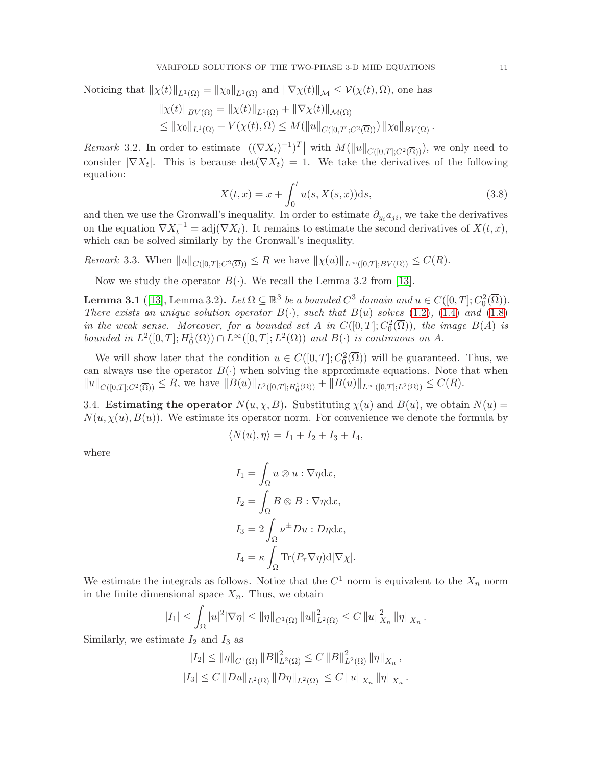Noticing that $\|\chi(t)\|_{L^1(\Omega)} = \|\chi_0\|_{L^1(\Omega)}$ and $\|\nabla\chi(t)\|_{\mathcal{M}} \leq \mathcal{V}(\chi(t),\Omega)$, one has

$$
\begin{aligned}
\|\chi(t)\|_{BV(\Omega)} &= \|\chi(t)\|_{L^1(\Omega)} + \|\nabla\chi(t)\|_{\mathcal{M}(\Omega)} \\
&\leq \|\chi_0\|_{L^1(\Omega)} + V(\chi(t),\Omega) \leq M(\|u\|_{C([0,T];C^2(\overline{\Omega}))}) \|\chi_0\|_{BV(\Omega)} .
\end{aligned}
$$

*Remark* 3.2. In order to estimate $\left|((\nabla X_t)^{-1})^T\right|$ with $M(\|u\|_{C([0,T];C^2(\overline{\Omega}))})$, we only need to consider $|\nabla X_t|$. This is because $\det(\nabla X_t) = 1$. We take the derivatives of the following equation:

$$
X(t,x) = x + \int_0^t u(s, X(s,x))\mathrm{d}s, \tag{3.8}
$$

and then we use the Gronwall's inequality. In order to estimate $\partial_{y_i} a_{ji}$, we take the derivatives on the equation $\nabla X_t^{-1} = \operatorname{adj}(\nabla X_t)$. It remains to estimate the second derivatives of $X(t,x)$, which can be solved similarly by the Gronwall's inequality.

*Remark* 3.3. When $\|u\|_{C([0,T];C^2(\overline{\Omega}))} \leq R$ we have $\|\chi(u)\|_{L^\infty([0,T];BV(\Omega))} \leq C(R)$.

Now we study the operator $B(\cdot)$. We recall the Lemma 3.2 from [13].

**Lemma 3.1** ([13], Lemma 3.2)**.** *Let $\Omega \subseteq \mathbb{R}^3$ be a bounded $C^3$ domain and $u \in C([0,T];C_0^2(\overline{\Omega}))$. There exists an unique solution operator $B(\cdot)$, such that $B(u)$ solves (1.2), (1.4) and (1.8) in the weak sense. Moreover, for a bounded set $A$ in $C([0,T];C_0^2(\overline{\Omega}))$, the image $B(A)$ is bounded in $L^2([0,T];H_0^1(\Omega)) \cap L^\infty([0,T];L^2(\Omega))$ and $B(\cdot)$ is continuous on $A$.*

We will show later that the condition $u \in C([0,T];C_0^2(\overline{\Omega}))$ will be guaranteed. Thus, we can always use the operator $B(\cdot)$ when solving the approximate equations. Note that when $\|u\|_{C([0,T];C^2(\overline{\Omega}))} \leq R$, we have $\|B(u)\|_{L^2([0,T];H_0^1(\Omega))} + \|B(u)\|_{L^\infty([0,T];L^2(\Omega))} \leq C(R)$.

3.4. **Estimating the operator** $N(u,\chi,B)$**.** Substituting $\chi(u)$ and $B(u)$, we obtain $N(u) = N(u,\chi(u),B(u))$. We estimate its operator norm. For convenience we denote the formula by

$$
\langle N(u), \eta\rangle = I_1 + I_2 + I_3 + I_4,
$$

where

$$
\begin{aligned}
I_1 &= \int_\Omega u \otimes u : \nabla\eta \mathrm{d}x, \\
I_2 &= \int_\Omega B \otimes B : \nabla\eta \mathrm{d}x, \\
I_3 &= 2\int_\Omega \nu^\pm Du : D\eta \mathrm{d}x, \\
I_4 &= \kappa \int_\Omega \operatorname{Tr}(P_\tau \nabla\eta)\mathrm{d}|\nabla\chi|.
\end{aligned}
$$

We estimate the integrals as follows. Notice that the $C^1$ norm is equivalent to the $X_n$ norm in the finite dimensional space $X_n$. Thus, we obtain

$$
|I_1| \leq \int_\Omega |u|^2|\nabla\eta| \leq \|\eta\|_{C^1(\Omega)} \|u\|_{L^2(\Omega)}^2 \leq C\|u\|_{X_n}^2 \|\eta\|_{X_n} .
$$

Similarly, we estimate $I_2$ and $I_3$ as

$$
\begin{aligned}
|I_2| &\leq \|\eta\|_{C^1(\Omega)} \|B\|_{L^2(\Omega)}^2 \leq C\|B\|_{L^2(\Omega)}^2 \|\eta\|_{X_n} , \\
|I_3| &\leq C\|Du\|_{L^2(\Omega)} \|D\eta\|_{L^2(\Omega)} \leq C\|u\|_{X_n} \|\eta\|_{X_n} .
\end{aligned}
$$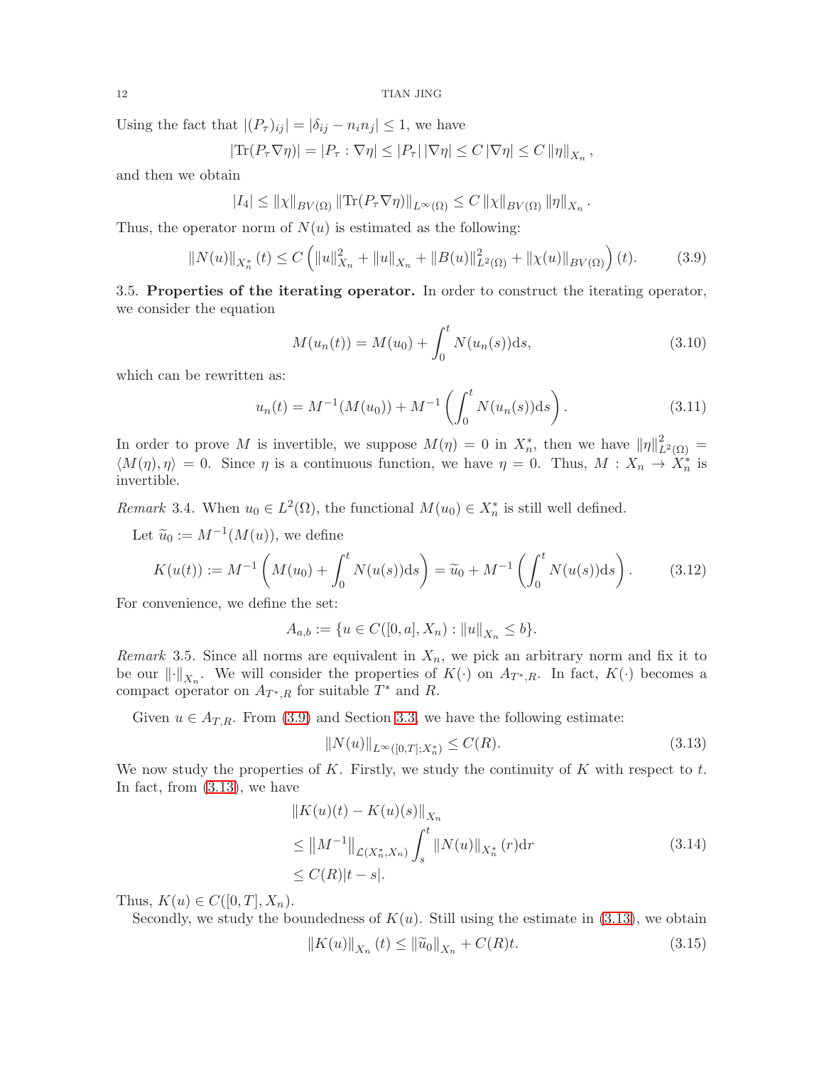Using the fact that $|(P_\tau)_{ij}| = |\delta_{ij} - n_i n_j| \leq 1$, we have

$$|\mathrm{Tr}(P_\tau \nabla \eta)| = |P_\tau : \nabla \eta| \leq |P_\tau| \, |\nabla \eta| \leq C \, |\nabla \eta| \leq C \, \|\eta\|_{X_n},$$

and then we obtain

$$|I_4| \leq \|\chi\|_{BV(\Omega)} \, \|\mathrm{Tr}(P_\tau \nabla \eta)\|_{L^\infty(\Omega)} \leq C \, \|\chi\|_{BV(\Omega)} \, \|\eta\|_{X_n}.$$

Thus, the operator norm of $N(u)$ is estimated as the following:

$$\|N(u)\|_{X_n^*}(t) \leq C \left( \|u\|_{X_n}^2 + \|u\|_{X_n} + \|B(u)\|_{L^2(\Omega)}^2 + \|\chi(u)\|_{BV(\Omega)} \right)(t). \tag{3.9}$$

### 3.5. Properties of the iterating operator.

In order to construct the iterating operator, we consider the equation

$$M(u_n(t)) = M(u_0) + \int_0^t N(u_n(s)) \mathrm{d}s, \tag{3.10}$$

which can be rewritten as:

$$u_n(t) = M^{-1}(M(u_0)) + M^{-1}\left( \int_0^t N(u_n(s)) \mathrm{d}s \right). \tag{3.11}$$

In order to prove $M$ is invertible, we suppose $M(\eta) = 0$ in $X_n^*$, then we have $\|\eta\|_{L^2(\Omega)}^2 = \langle M(\eta), \eta \rangle = 0$. Since $\eta$ is a continuous function, we have $\eta = 0$. Thus, $M : X_n \to X_n^*$ is invertible.

*Remark* 3.4. When $u_0 \in L^2(\Omega)$, the functional $M(u_0) \in X_n^*$ is still well defined.

Let $\widetilde{u}_0 := M^{-1}(M(u))$, we define

$$K(u(t)) := M^{-1}\left( M(u_0) + \int_0^t N(u(s)) \mathrm{d}s \right) = \widetilde{u}_0 + M^{-1}\left( \int_0^t N(u(s)) \mathrm{d}s \right). \tag{3.12}$$

For convenience, we define the set:

$$A_{a,b} := \{ u \in C([0,a], X_n) : \|u\|_{X_n} \leq b \}.$$

*Remark* 3.5. Since all norms are equivalent in $X_n$, we pick an arbitrary norm and fix it to be our $\|\cdot\|_{X_n}$. We will consider the properties of $K(\cdot)$ on $A_{T^*,R}$. In fact, $K(\cdot)$ becomes a compact operator on $A_{T^*,R}$ for suitable $T^*$ and $R$.

Given $u \in A_{T,R}$. From (3.9) and Section 3.3, we have the following estimate:

$$\|N(u)\|_{L^\infty([0,T];X_n^*)} \leq C(R). \tag{3.13}$$

We now study the properties of $K$. Firstly, we study the continuity of $K$ with respect to $t$. In fact, from (3.13), we have

$$\begin{aligned}
&\|K(u)(t) - K(u)(s)\|_{X_n} \\
&\leq \|M^{-1}\|_{\mathcal{L}(X_n^*, X_n)} \int_s^t \|N(u)\|_{X_n^*}(r) \mathrm{d}r \\
&\leq C(R)|t - s|.
\end{aligned} \tag{3.14}$$

Thus, $K(u) \in C([0,T], X_n)$.

Secondly, we study the boundedness of $K(u)$. Still using the estimate in (3.13), we obtain

$$\|K(u)\|_{X_n}(t) \leq \|\widetilde{u}_0\|_{X_n} + C(R)t. \tag{3.15}$$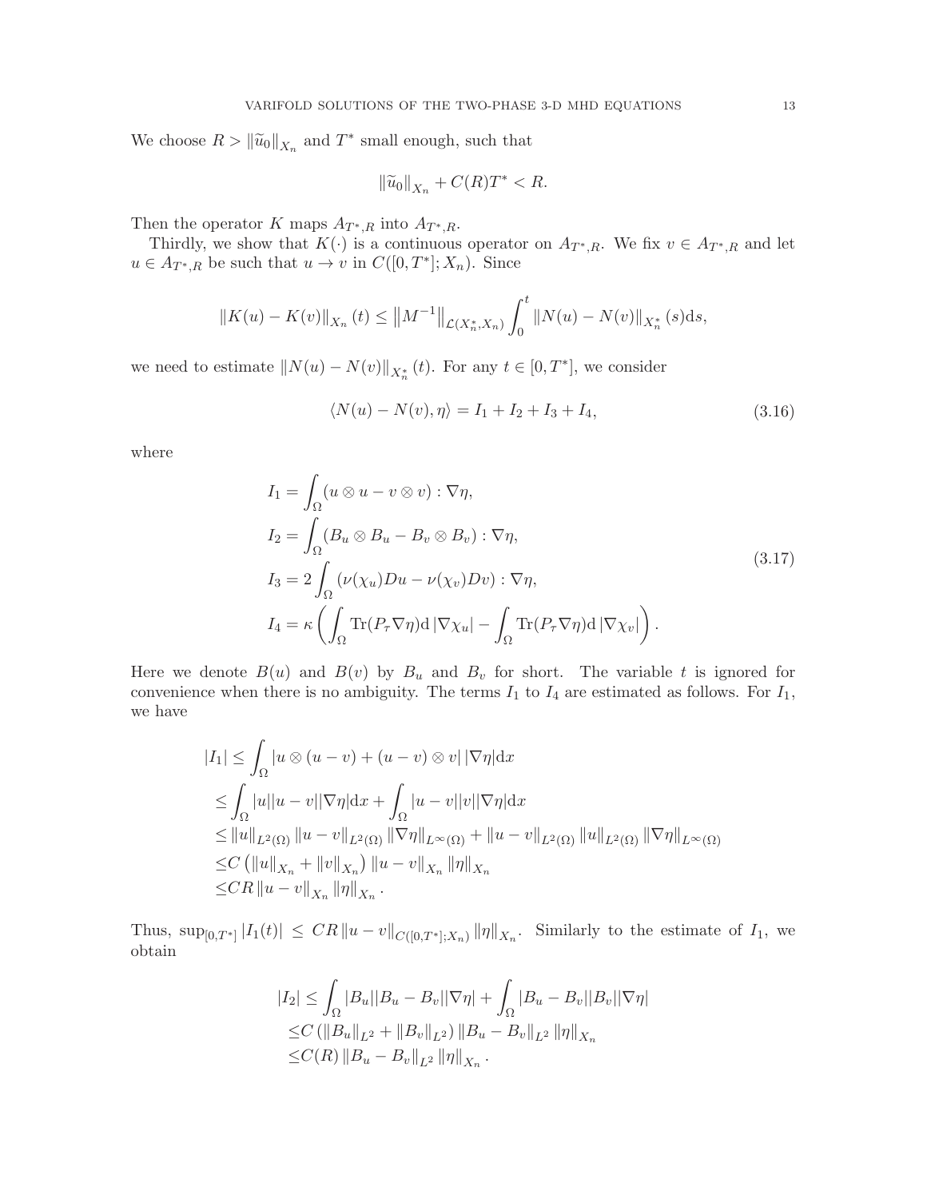We choose $R > \|\widetilde{u}_0\|_{X_n}$ and $T^*$ small enough, such that

$$\|\widetilde{u}_0\|_{X_n} + C(R)T^* < R.$$

Then the operator $K$ maps $A_{T^*,R}$ into $A_{T^*,R}$.

Thirdly, we show that $K(\cdot)$ is a continuous operator on $A_{T^*,R}$. We fix $v \in A_{T^*,R}$ and let $u \in A_{T^*,R}$ be such that $u \to v$ in $C([0,T^*];X_n)$. Since

$$\|K(u) - K(v)\|_{X_n}(t) \leq \left\|M^{-1}\right\|_{\mathcal{L}(X_n^*,X_n)} \int_0^t \|N(u) - N(v)\|_{X_n^*}(s)\mathrm{d}s,$$

we need to estimate $\|N(u) - N(v)\|_{X_n^*}(t)$. For any $t \in [0,T^*]$, we consider

$$\langle N(u) - N(v), \eta\rangle = I_1 + I_2 + I_3 + I_4, \tag{3.16}$$

where

$$\begin{aligned}
I_1 &= \int_\Omega (u \otimes u - v \otimes v) : \nabla\eta, \\
I_2 &= \int_\Omega (B_u \otimes B_u - B_v \otimes B_v) : \nabla\eta, \\
I_3 &= 2\int_\Omega (\nu(\chi_u)Du - \nu(\chi_v)Dv) : \nabla\eta, \\
I_4 &= \kappa\left(\int_\Omega \mathrm{Tr}(P_\tau\nabla\eta)\mathrm{d}\left|\nabla\chi_u\right| - \int_\Omega \mathrm{Tr}(P_\tau\nabla\eta)\mathrm{d}\left|\nabla\chi_v\right|\right).
\end{aligned} \tag{3.17}$$

Here we denote $B(u)$ and $B(v)$ by $B_u$ and $B_v$ for short. The variable $t$ is ignored for convenience when there is no ambiguity. The terms $I_1$ to $I_4$ are estimated as follows. For $I_1$, we have

$$\begin{aligned}
|I_1| &\leq \int_\Omega |u \otimes (u - v) + (u - v) \otimes v|\,|\nabla\eta|\mathrm{d}x \\
&\leq \int_\Omega |u||u - v||\nabla\eta|\mathrm{d}x + \int_\Omega |u - v||v||\nabla\eta|\mathrm{d}x \\
&\leq \|u\|_{L^2(\Omega)}\|u - v\|_{L^2(\Omega)}\|\nabla\eta\|_{L^\infty(\Omega)} + \|u - v\|_{L^2(\Omega)}\|u\|_{L^2(\Omega)}\|\nabla\eta\|_{L^\infty(\Omega)} \\
&\leq C\left(\|u\|_{X_n} + \|v\|_{X_n}\right)\|u - v\|_{X_n}\|\eta\|_{X_n} \\
&\leq CR\|u - v\|_{X_n}\|\eta\|_{X_n}.
\end{aligned}$$

Thus, $\sup_{[0,T^*]}|I_1(t)| \leq CR\|u - v\|_{C([0,T^*];X_n)}\|\eta\|_{X_n}$. Similarly to the estimate of $I_1$, we obtain

$$\begin{aligned}
|I_2| &\leq \int_\Omega |B_u||B_u - B_v||\nabla\eta| + \int_\Omega |B_u - B_v||B_v||\nabla\eta| \\
&\leq C\left(\|B_u\|_{L^2} + \|B_v\|_{L^2}\right)\|B_u - B_v\|_{L^2}\|\eta\|_{X_n} \\
&\leq C(R)\|B_u - B_v\|_{L^2}\|\eta\|_{X_n}.
\end{aligned}$$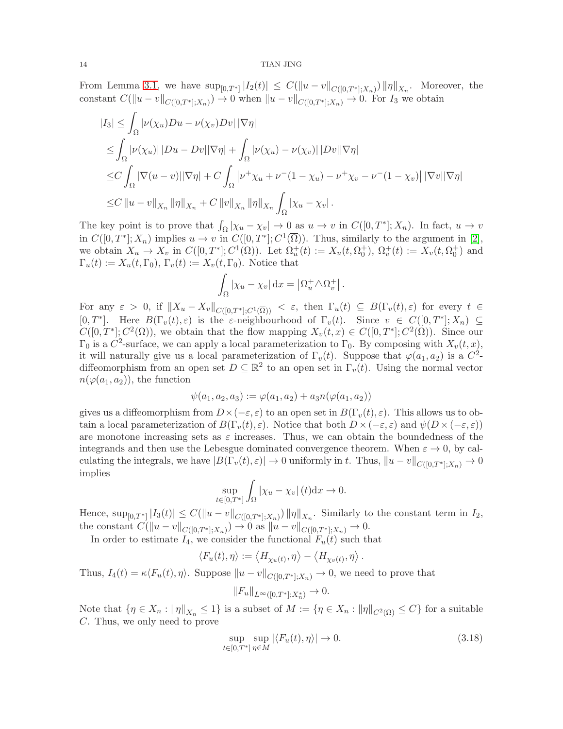From Lemma 3.1, we have $\sup_{[0,T^*]} |I_2(t)| \leq C(\|u-v\|_{C([0,T^*];X_n)}) \|\eta\|_{X_n}$. Moreover, the constant $C(\|u-v\|_{C([0,T^*];X_n)}) \to 0$ when $\|u-v\|_{C([0,T^*];X_n)} \to 0$. For $I_3$ we obtain

$$
\begin{aligned}
|I_3| \leq & \int_\Omega |\nu(\chi_u)Du - \nu(\chi_v)Dv| \, |\nabla \eta| \\
\leq & \int_\Omega |\nu(\chi_u)| \, |Du - Dv| |\nabla \eta| + \int_\Omega |\nu(\chi_u) - \nu(\chi_v)| \, |Dv| |\nabla \eta| \\
\leq & C \int_\Omega |\nabla(u-v)| |\nabla \eta| + C \int_\Omega \left|\nu^+ \chi_u + \nu^-(1-\chi_u) - \nu^+ \chi_v - \nu^-(1-\chi_v)\right| |\nabla v| |\nabla \eta| \\
\leq & C \|u-v\|_{X_n} \|\eta\|_{X_n} + C \|v\|_{X_n} \|\eta\|_{X_n} \int_\Omega |\chi_u - \chi_v| \,.
\end{aligned}
$$

The key point is to prove that $\int_\Omega |\chi_u - \chi_v| \to 0$ as $u \to v$ in $C([0,T^*];X_n)$. In fact, $u \to v$ in $C([0,T^*];X_n)$ implies $u \to v$ in $C([0,T^*];C^1(\overline{\Omega}))$. Thus, similarly to the argument in [2], we obtain $X_u \to X_v$ in $C([0,T^*];C^1(\Omega))$. Let $\Omega_u^+(t) := X_u(t,\Omega_0^+)$, $\Omega_v^+(t) := X_v(t,\Omega_0^+)$ and $\Gamma_u(t) := X_u(t,\Gamma_0)$, $\Gamma_v(t) := X_v(t,\Gamma_0)$. Notice that

$$
\int_\Omega |\chi_u - \chi_v| \, \mathrm{d}x = \left|\Omega_u^+ \triangle \Omega_v^+\right| .
$$

For any $\varepsilon > 0$, if $\|X_u - X_v\|_{C([0,T^*];C^1(\overline{\Omega}))} < \varepsilon$, then $\Gamma_u(t) \subseteq B(\Gamma_v(t),\varepsilon)$ for every $t \in [0,T^*]$. Here $B(\Gamma_v(t),\varepsilon)$ is the $\varepsilon$-neighbourhood of $\Gamma_v(t)$. Since $v \in C([0,T^*];X_n) \subseteq C([0,T^*];C^2(\Omega))$, we obtain that the flow mapping $X_v(t,x) \in C([0,T^*];C^2(\Omega))$. Since our $\Gamma_0$ is a $C^2$-surface, we can apply a local parameterization to $\Gamma_0$. By composing with $X_v(t,x)$, it will naturally give us a local parameterization of $\Gamma_v(t)$. Suppose that $\varphi(a_1,a_2)$ is a $C^2$-diffeomorphism from an open set $D \subseteq \mathbb{R}^2$ to an open set in $\Gamma_v(t)$. Using the normal vector $n(\varphi(a_1,a_2))$, the function

$$
\psi(a_1,a_2,a_3) := \varphi(a_1,a_2) + a_3 n(\varphi(a_1,a_2))
$$

gives us a diffeomorphism from $D \times (-\varepsilon,\varepsilon)$ to an open set in $B(\Gamma_v(t),\varepsilon)$. This allows us to obtain a local parameterization of $B(\Gamma_v(t),\varepsilon)$. Notice that both $D \times (-\varepsilon,\varepsilon)$ and $\psi(D \times (-\varepsilon,\varepsilon))$ are monotone increasing sets as $\varepsilon$ increases. Thus, we can obtain the boundedness of the integrands and then use the Lebesgue dominated convergence theorem. When $\varepsilon \to 0$, by calculating the integrals, we have $|B(\Gamma_v(t),\varepsilon)| \to 0$ uniformly in $t$. Thus, $\|u-v\|_{C([0,T^*];X_n)} \to 0$ implies

$$
\sup_{t\in[0,T^*]} \int_\Omega |\chi_u - \chi_v| \, (t) \mathrm{d}x \to 0.
$$

Hence, $\sup_{[0,T^*]} |I_3(t)| \leq C(\|u-v\|_{C([0,T^*];X_n)}) \|\eta\|_{X_n}$. Similarly to the constant term in $I_2$, the constant $C(\|u-v\|_{C([0,T^*];X_n)}) \to 0$ as $\|u-v\|_{C([0,T^*];X_n)} \to 0$.

In order to estimate $I_4$, we consider the functional $F_u(t)$ such that

$$
\langle F_u(t), \eta\rangle := \left\langle H_{\chi_u(t)}, \eta \right\rangle - \left\langle H_{\chi_v(t)}, \eta \right\rangle .
$$

Thus, $I_4(t) = \kappa \langle F_u(t), \eta\rangle$. Suppose $\|u-v\|_{C([0,T^*];X_n)} \to 0$, we need to prove that

$$
\|F_u\|_{L^\infty([0,T^*];X_n^*)} \to 0.
$$

Note that $\{\eta \in X_n : \|\eta\|_{X_n} \leq 1\}$ is a subset of $M := \{\eta \in X_n : \|\eta\|_{C^2(\Omega)} \leq C\}$ for a suitable $C$. Thus, we only need to prove

$$
\sup_{t\in[0,T^*]} \sup_{\eta \in M} |\langle F_u(t), \eta\rangle| \to 0. \tag{3.18}
$$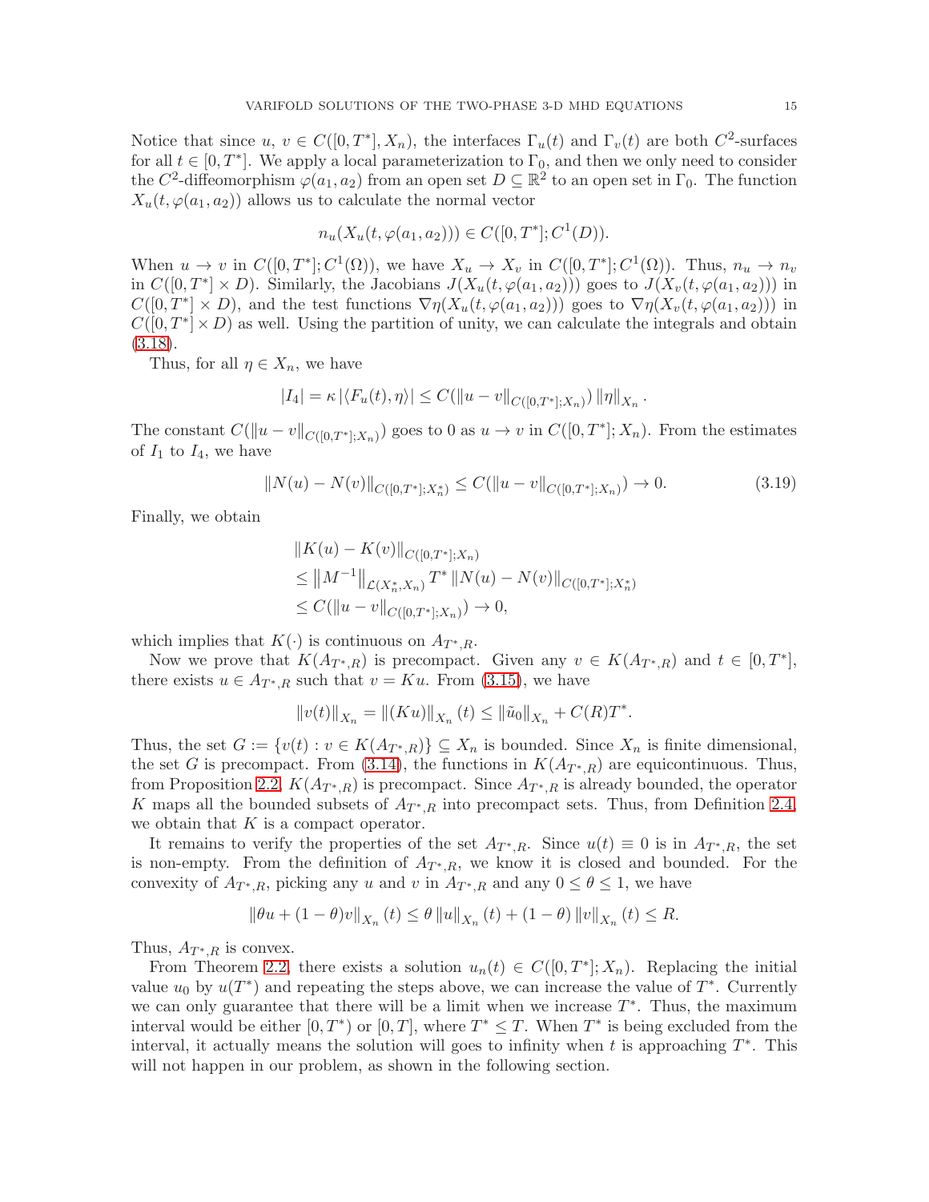Notice that since $u,\ v \in C([0,T^*], X_n)$, the interfaces $\Gamma_u(t)$ and $\Gamma_v(t)$ are both $C^2$-surfaces for all $t \in [0,T^*]$. We apply a local parameterization to $\Gamma_0$, and then we only need to consider the $C^2$-diffeomorphism $\varphi(a_1,a_2)$ from an open set $D \subseteq \mathbb{R}^2$ to an open set in $\Gamma_0$. The function $X_u(t,\varphi(a_1,a_2))$ allows us to calculate the normal vector

$$n_u(X_u(t,\varphi(a_1,a_2))) \in C([0,T^*];C^1(D)).$$

When $u \to v$ in $C([0,T^*];C^1(\Omega))$, we have $X_u \to X_v$ in $C([0,T^*];C^1(\Omega))$. Thus, $n_u \to n_v$ in $C([0,T^*]\times D)$. Similarly, the Jacobians $J(X_u(t,\varphi(a_1,a_2)))$ goes to $J(X_v(t,\varphi(a_1,a_2)))$ in $C([0,T^*]\times D)$, and the test functions $\nabla\eta(X_u(t,\varphi(a_1,a_2)))$ goes to $\nabla\eta(X_v(t,\varphi(a_1,a_2)))$ in $C([0,T^*]\times D)$ as well. Using the partition of unity, we can calculate the integrals and obtain (3.18).

Thus, for all $\eta \in X_n$, we have

$$|I_4| = \kappa\,|\langle F_u(t),\eta\rangle| \le C(\|u-v\|_{C([0,T^*];X_n)})\,\|\eta\|_{X_n}.$$

The constant $C(\|u-v\|_{C([0,T^*];X_n)})$ goes to 0 as $u \to v$ in $C([0,T^*];X_n)$. From the estimates of $I_1$ to $I_4$, we have

$$\|N(u)-N(v)\|_{C([0,T^*];X_n^*)} \le C(\|u-v\|_{C([0,T^*];X_n)}) \to 0. \tag{3.19}$$

Finally, we obtain

$$\begin{aligned}
&\|K(u)-K(v)\|_{C([0,T^*];X_n)}\\
&\le \left\|M^{-1}\right\|_{\mathcal{L}(X_n^*,X_n)} T^*\,\|N(u)-N(v)\|_{C([0,T^*];X_n^*)}\\
&\le C(\|u-v\|_{C([0,T^*];X_n)}) \to 0,
\end{aligned}$$

which implies that $K(\cdot)$ is continuous on $A_{T^*,R}$.

Now we prove that $K(A_{T^*,R})$ is precompact. Given any $v \in K(A_{T^*,R})$ and $t \in [0,T^*]$, there exists $u \in A_{T^*,R}$ such that $v = Ku$. From (3.15), we have

$$\|v(t)\|_{X_n} = \|(Ku)\|_{X_n}(t) \le \|\tilde{u}_0\|_{X_n} + C(R)T^*.$$

Thus, the set $G := \{v(t) : v \in K(A_{T^*,R})\} \subseteq X_n$ is bounded. Since $X_n$ is finite dimensional, the set $G$ is precompact. From (3.14), the functions in $K(A_{T^*,R})$ are equicontinuous. Thus, from Proposition 2.2, $K(A_{T^*,R})$ is precompact. Since $A_{T^*,R}$ is already bounded, the operator $K$ maps all the bounded subsets of $A_{T^*,R}$ into precompact sets. Thus, from Definition 2.4, we obtain that $K$ is a compact operator.

It remains to verify the properties of the set $A_{T^*,R}$. Since $u(t) \equiv 0$ is in $A_{T^*,R}$, the set is non-empty. From the definition of $A_{T^*,R}$, we know it is closed and bounded. For the convexity of $A_{T^*,R}$, picking any $u$ and $v$ in $A_{T^*,R}$ and any $0 \le \theta \le 1$, we have

$$\|\theta u + (1-\theta)v\|_{X_n}(t) \le \theta\,\|u\|_{X_n}(t) + (1-\theta)\,\|v\|_{X_n}(t) \le R.$$

Thus, $A_{T^*,R}$ is convex.

From Theorem 2.2, there exists a solution $u_n(t) \in C([0,T^*];X_n)$. Replacing the initial value $u_0$ by $u(T^*)$ and repeating the steps above, we can increase the value of $T^*$. Currently we can only guarantee that there will be a limit when we increase $T^*$. Thus, the maximum interval would be either $[0,T^*)$ or $[0,T]$, where $T^* \le T$. When $T^*$ is being excluded from the interval, it actually means the solution will goes to infinity when $t$ is approaching $T^*$. This will not happen in our problem, as shown in the following section.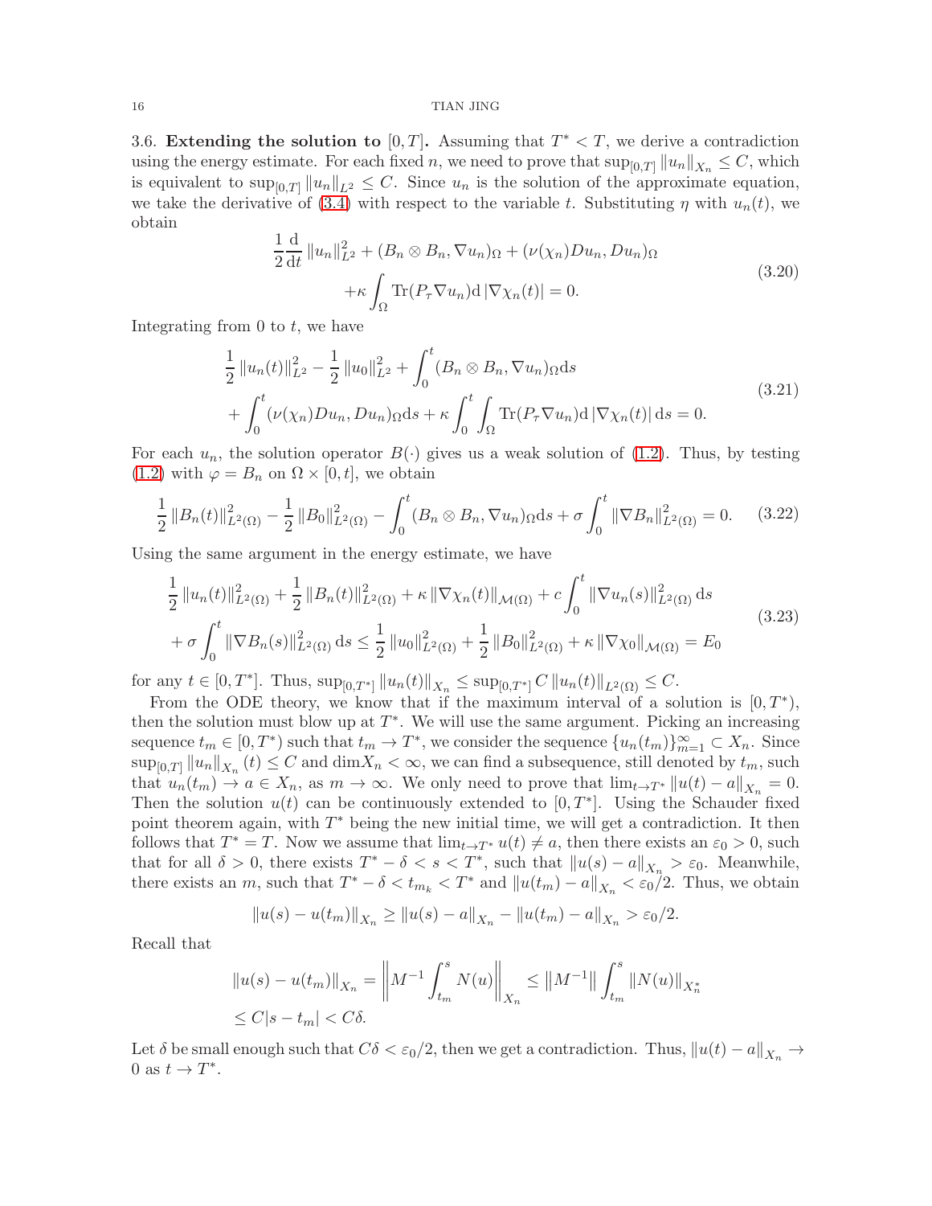3.6. **Extending the solution to $[0,T]$.** Assuming that $T^* < T$, we derive a contradiction using the energy estimate. For each fixed $n$, we need to prove that $\sup_{[0,T]} \|u_n\|_{X_n} \leq C$, which is equivalent to $\sup_{[0,T]} \|u_n\|_{L^2} \leq C$. Since $u_n$ is the solution of the approximate equation, we take the derivative of (3.4) with respect to the variable $t$. Substituting $\eta$ with $u_n(t)$, we obtain

$$
\begin{aligned}
\frac{1}{2}\frac{\mathrm{d}}{\mathrm{d}t}\|u_n\|_{L^2}^2 + (B_n \otimes B_n, \nabla u_n)_\Omega + (\nu(\chi_n) D u_n, D u_n)_\Omega \\
+ \kappa \int_\Omega \operatorname{Tr}(P_\tau \nabla u_n) \mathrm{d}\,|\nabla \chi_n(t)| = 0.
\end{aligned}
\tag{3.20}
$$

Integrating from 0 to $t$, we have

$$
\begin{aligned}
\frac{1}{2}\|u_n(t)\|_{L^2}^2 - \frac{1}{2}\|u_0\|_{L^2}^2 + \int_0^t (B_n \otimes B_n, \nabla u_n)_\Omega \mathrm{d}s \\
+ \int_0^t (\nu(\chi_n) D u_n, D u_n)_\Omega \mathrm{d}s + \kappa \int_0^t \int_\Omega \operatorname{Tr}(P_\tau \nabla u_n) \mathrm{d}\,|\nabla \chi_n(t)|\,\mathrm{d}s = 0.
\end{aligned}
\tag{3.21}
$$

For each $u_n$, the solution operator $B(\cdot)$ gives us a weak solution of (1.2). Thus, by testing (1.2) with $\varphi = B_n$ on $\Omega \times [0,t]$, we obtain

$$
\frac{1}{2}\|B_n(t)\|_{L^2(\Omega)}^2 - \frac{1}{2}\|B_0\|_{L^2(\Omega)}^2 - \int_0^t (B_n \otimes B_n, \nabla u_n)_\Omega \mathrm{d}s + \sigma \int_0^t \|\nabla B_n\|_{L^2(\Omega)}^2 = 0. \tag{3.22}
$$

Using the same argument in the energy estimate, we have

$$
\begin{aligned}
\frac{1}{2}\|u_n(t)\|_{L^2(\Omega)}^2 + \frac{1}{2}\|B_n(t)\|_{L^2(\Omega)}^2 + \kappa \|\nabla \chi_n(t)\|_{\mathcal{M}(\Omega)} + c \int_0^t \|\nabla u_n(s)\|_{L^2(\Omega)}^2 \mathrm{d}s \\
+ \sigma \int_0^t \|\nabla B_n(s)\|_{L^2(\Omega)}^2 \mathrm{d}s \leq \frac{1}{2}\|u_0\|_{L^2(\Omega)}^2 + \frac{1}{2}\|B_0\|_{L^2(\Omega)}^2 + \kappa \|\nabla \chi_0\|_{\mathcal{M}(\Omega)} = E_0
\end{aligned}
\tag{3.23}
$$

for any $t \in [0,T^*]$. Thus, $\sup_{[0,T^*]} \|u_n(t)\|_{X_n} \leq \sup_{[0,T^*]} C \|u_n(t)\|_{L^2(\Omega)} \leq C$.

From the ODE theory, we know that if the maximum interval of a solution is $[0,T^*)$, then the solution must blow up at $T^*$. We will use the same argument. Picking an increasing sequence $t_m \in [0,T^*)$ such that $t_m \to T^*$, we consider the sequence $\{u_n(t_m)\}_{m=1}^\infty \subset X_n$. Since $\sup_{[0,T]} \|u_n\|_{X_n}(t) \leq C$ and $\dim X_n < \infty$, we can find a subsequence, still denoted by $t_m$, such that $u_n(t_m) \to a \in X_n$, as $m \to \infty$. We only need to prove that $\lim_{t\to T^*} \|u(t) - a\|_{X_n} = 0$. Then the solution $u(t)$ can be continuously extended to $[0,T^*]$. Using the Schauder fixed point theorem again, with $T^*$ being the new initial time, we will get a contradiction. It then follows that $T^* = T$. Now we assume that $\lim_{t\to T^*} u(t) \neq a$, then there exists an $\varepsilon_0 > 0$, such that for all $\delta > 0$, there exists $T^* - \delta < s < T^*$, such that $\|u(s) - a\|_{X_n} > \varepsilon_0$. Meanwhile, there exists an $m$, such that $T^* - \delta < t_{m_k} < T^*$ and $\|u(t_m) - a\|_{X_n} < \varepsilon_0/2$. Thus, we obtain

$$
\|u(s) - u(t_m)\|_{X_n} \geq \|u(s) - a\|_{X_n} - \|u(t_m) - a\|_{X_n} > \varepsilon_0/2.
$$

Recall that

$$
\begin{aligned}
\|u(s) - u(t_m)\|_{X_n} &= \left\| M^{-1} \int_{t_m}^s N(u) \right\|_{X_n} \leq \left\|M^{-1}\right\| \int_{t_m}^s \|N(u)\|_{X_n^*} \\
&\leq C|s - t_m| < C\delta.
\end{aligned}
$$

Let $\delta$ be small enough such that $C\delta < \varepsilon_0/2$, then we get a contradiction. Thus, $\|u(t) - a\|_{X_n} \to 0$ as $t \to T^*$.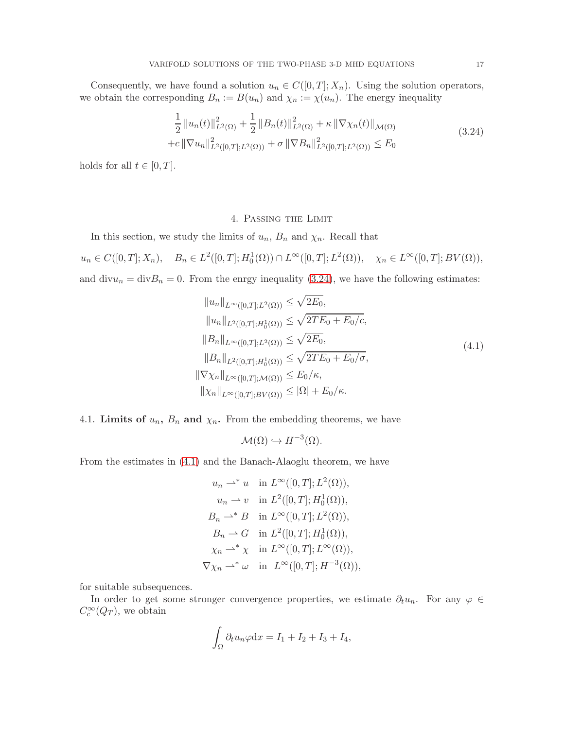Consequently, we have found a solution $u_n \in C([0,T]; X_n)$. Using the solution operators, we obtain the corresponding $B_n := B(u_n)$ and $\chi_n := \chi(u_n)$. The energy inequality

$$
\begin{aligned}
&\frac{1}{2}\|u_n(t)\|^2_{L^2(\Omega)} + \frac{1}{2}\|B_n(t)\|^2_{L^2(\Omega)} + \kappa\|\nabla\chi_n(t)\|_{\mathcal{M}(\Omega)} \\
&+c\|\nabla u_n\|^2_{L^2([0,T];L^2(\Omega))} + \sigma\|\nabla B_n\|^2_{L^2([0,T];L^2(\Omega))} \le E_0
\end{aligned}
\tag{3.24}
$$

holds for all $t \in [0,T]$.

## 4. Passing the Limit

In this section, we study the limits of $u_n$, $B_n$ and $\chi_n$. Recall that

$$
u_n \in C([0,T]; X_n), \quad B_n \in L^2([0,T]; H^1_0(\Omega)) \cap L^\infty([0,T]; L^2(\Omega)), \quad \chi_n \in L^\infty([0,T]; BV(\Omega)),
$$

and $\mathrm{div} u_n = \mathrm{div} B_n = 0$. From the enrgy inequality (3.24), we have the following estimates:

$$
\begin{aligned}
\|u_n\|_{L^\infty([0,T];L^2(\Omega))} &\le \sqrt{2E_0}, \\
\|u_n\|_{L^2([0,T];H^1_0(\Omega))} &\le \sqrt{2TE_0 + E_0/c}, \\
\|B_n\|_{L^\infty([0,T];L^2(\Omega))} &\le \sqrt{2E_0}, \\
\|B_n\|_{L^2([0,T];H^1_0(\Omega))} &\le \sqrt{2TE_0 + E_0/\sigma}, \\
\|\nabla\chi_n\|_{L^\infty([0,T];\mathcal{M}(\Omega))} &\le E_0/\kappa, \\
\|\chi_n\|_{L^\infty([0,T];BV(\Omega))} &\le |\Omega| + E_0/\kappa.
\end{aligned}
\tag{4.1}
$$

4.1. **Limits of $u_n$, $B_n$ and $\chi_n$.** From the embedding theorems, we have

$$
\mathcal{M}(\Omega) \hookrightarrow H^{-3}(\Omega).
$$

From the estimates in (4.1) and the Banach-Alaoglu theorem, we have

$$
\begin{aligned}
u_n &\rightharpoonup^* u \quad \text{in } L^\infty([0,T]; L^2(\Omega)), \\
u_n &\rightharpoonup v \quad \text{in } L^2([0,T]; H^1_0(\Omega)), \\
B_n &\rightharpoonup^* B \quad \text{in } L^\infty([0,T]; L^2(\Omega)), \\
B_n &\rightharpoonup G \quad \text{in } L^2([0,T]; H^1_0(\Omega)), \\
\chi_n &\rightharpoonup^* \chi \quad \text{in } L^\infty([0,T]; L^\infty(\Omega)), \\
\nabla\chi_n &\rightharpoonup^* \omega \quad \text{in } \ L^\infty([0,T]; H^{-3}(\Omega)),
\end{aligned}
$$

for suitable subsequences.

In order to get some stronger convergence properties, we estimate $\partial_t u_n$. For any $\varphi \in C^\infty_c(Q_T)$, we obtain

$$
\int_\Omega \partial_t u_n \varphi \mathrm{d}x = I_1 + I_2 + I_3 + I_4,
$$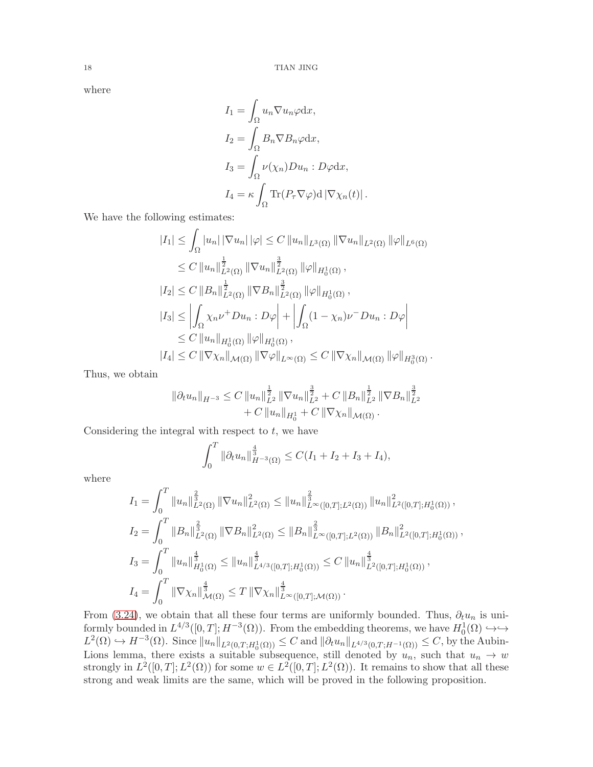where

$$
\begin{aligned}
I_1 &= \int_\Omega u_n \nabla u_n \varphi \mathrm{d}x, \\
I_2 &= \int_\Omega B_n \nabla B_n \varphi \mathrm{d}x, \\
I_3 &= \int_\Omega \nu(\chi_n) D u_n : D\varphi \mathrm{d}x, \\
I_4 &= \kappa \int_\Omega \mathrm{Tr}(P_\tau \nabla \varphi) \mathrm{d} \left|\nabla \chi_n(t)\right|.
\end{aligned}
$$

We have the following estimates:

$$
\begin{aligned}
|I_1| &\le \int_\Omega |u_n| \, |\nabla u_n| \, |\varphi| \le C \|u_n\|_{L^3(\Omega)} \|\nabla u_n\|_{L^2(\Omega)} \|\varphi\|_{L^6(\Omega)} \\
&\le C \|u_n\|_{L^2(\Omega)}^{\frac{1}{2}} \|\nabla u_n\|_{L^2(\Omega)}^{\frac{3}{2}} \|\varphi\|_{H_0^1(\Omega)}, \\
|I_2| &\le C \|B_n\|_{L^2(\Omega)}^{\frac{1}{2}} \|\nabla B_n\|_{L^2(\Omega)}^{\frac{3}{2}} \|\varphi\|_{H_0^1(\Omega)}, \\
|I_3| &\le \left| \int_\Omega \chi_n \nu^+ D u_n : D\varphi \right| + \left| \int_\Omega (1-\chi_n) \nu^- D u_n : D\varphi \right| \\
&\le C \|u_n\|_{H_0^1(\Omega)} \|\varphi\|_{H_0^1(\Omega)}, \\
|I_4| &\le C \|\nabla \chi_n\|_{\mathcal{M}(\Omega)} \|\nabla \varphi\|_{L^\infty(\Omega)} \le C \|\nabla \chi_n\|_{\mathcal{M}(\Omega)} \|\varphi\|_{H_0^3(\Omega)}.
\end{aligned}
$$

Thus, we obtain

$$
\begin{aligned}
\|\partial_t u_n\|_{H^{-3}} \le C \|u_n\|_{L^2}^{\frac{1}{2}} \|\nabla u_n\|_{L^2}^{\frac{3}{2}} + C \|B_n\|_{L^2}^{\frac{1}{2}} \|\nabla B_n\|_{L^2}^{\frac{3}{2}} \\
+ C \|u_n\|_{H_0^1} + C \|\nabla \chi_n\|_{\mathcal{M}(\Omega)}.
\end{aligned}
$$

Considering the integral with respect to $t$, we have

$$
\int_0^T \|\partial_t u_n\|_{H^{-3}(\Omega)}^{\frac{4}{3}} \le C(I_1 + I_2 + I_3 + I_4),
$$

where

$$
\begin{aligned}
I_1 &= \int_0^T \|u_n\|_{L^2(\Omega)}^{\frac{2}{3}} \|\nabla u_n\|_{L^2(\Omega)}^2 \le \|u_n\|_{L^\infty([0,T];L^2(\Omega))}^{\frac{2}{3}} \|u_n\|_{L^2([0,T];H_0^1(\Omega))}^2, \\
I_2 &= \int_0^T \|B_n\|_{L^2(\Omega)}^{\frac{2}{3}} \|\nabla B_n\|_{L^2(\Omega)}^2 \le \|B_n\|_{L^\infty([0,T];L^2(\Omega))}^{\frac{2}{3}} \|B_n\|_{L^2([0,T];H_0^1(\Omega))}^2, \\
I_3 &= \int_0^T \|u_n\|_{H_0^1(\Omega)}^{\frac{4}{3}} \le \|u_n\|_{L^{4/3}([0,T];H_0^1(\Omega))}^{\frac{4}{3}} \le C \|u_n\|_{L^2([0,T];H_0^1(\Omega))}^{\frac{4}{3}}, \\
I_4 &= \int_0^T \|\nabla \chi_n\|_{\mathcal{M}(\Omega)}^{\frac{4}{3}} \le T \|\nabla \chi_n\|_{L^\infty([0,T];\mathcal{M}(\Omega))}^{\frac{4}{3}}.
\end{aligned}
$$

From (3.24), we obtain that all these four terms are uniformly bounded. Thus, $\partial_t u_n$ is uniformly bounded in $L^{4/3}([0,T];H^{-3}(\Omega))$. From the embedding theorems, we have $H_0^1(\Omega) \hookrightarrow\hookrightarrow L^2(\Omega) \hookrightarrow H^{-3}(\Omega)$. Since $\|u_n\|_{L^2(0,T;H_0^1(\Omega))} \le C$ and $\|\partial_t u_n\|_{L^{4/3}(0,T;H^{-1}(\Omega))} \le C$, by the Aubin-Lions lemma, there exists a suitable subsequence, still denoted by $u_n$, such that $u_n \to w$ strongly in $L^2([0,T];L^2(\Omega))$ for some $w \in L^2([0,T];L^2(\Omega))$. It remains to show that all these strong and weak limits are the same, which will be proved in the following proposition.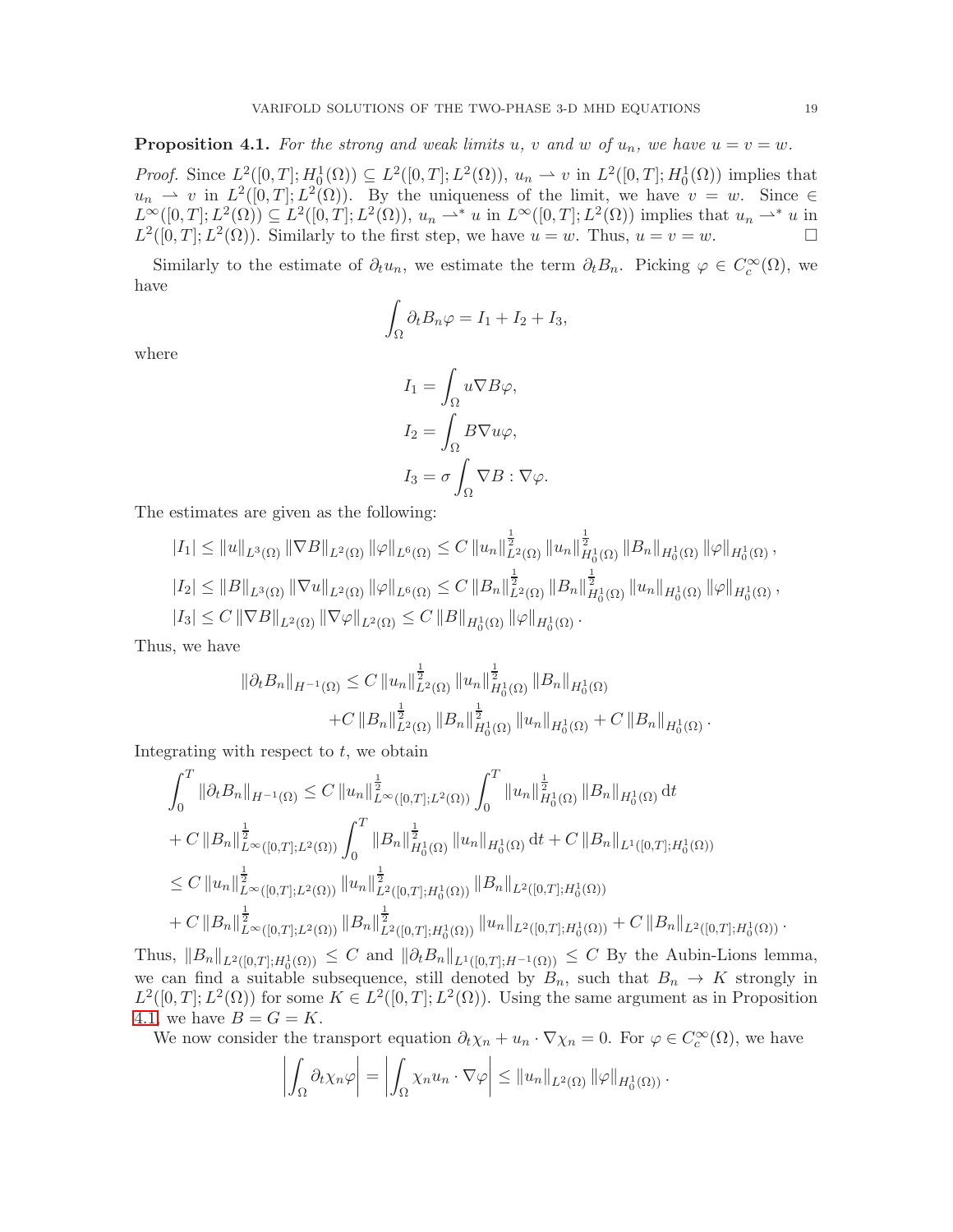**Proposition 4.1.** *For the strong and weak limits $u$, $v$ and $w$ of $u_n$, we have $u = v = w$.*

*Proof.* Since $L^2([0,T]; H_0^1(\Omega)) \subseteq L^2([0,T]; L^2(\Omega))$, $u_n \rightharpoonup v$ in $L^2([0,T]; H_0^1(\Omega))$ implies that $u_n \rightharpoonup v$ in $L^2([0,T]; L^2(\Omega))$. By the uniqueness of the limit, we have $v = w$. Since $\in L^\infty([0,T]; L^2(\Omega)) \subseteq L^2([0,T]; L^2(\Omega))$, $u_n \rightharpoonup^* u$ in $L^\infty([0,T]; L^2(\Omega))$ implies that $u_n \rightharpoonup^* u$ in $L^2([0,T]; L^2(\Omega))$. Similarly to the first step, we have $u = w$. Thus, $u = v = w$. $\square$

Similarly to the estimate of $\partial_t u_n$, we estimate the term $\partial_t B_n$. Picking $\varphi \in C_c^\infty(\Omega)$, we have

$$\int_\Omega \partial_t B_n \varphi = I_1 + I_2 + I_3,$$

where

$$I_1 = \int_\Omega u \nabla B \varphi,$$
$$I_2 = \int_\Omega B \nabla u \varphi,$$
$$I_3 = \sigma \int_\Omega \nabla B : \nabla \varphi.$$

The estimates are given as the following:

$$|I_1| \leq \|u\|_{L^3(\Omega)} \|\nabla B\|_{L^2(\Omega)} \|\varphi\|_{L^6(\Omega)} \leq C \|u_n\|_{L^2(\Omega)}^{\frac{1}{2}} \|u_n\|_{H_0^1(\Omega)}^{\frac{1}{2}} \|B_n\|_{H_0^1(\Omega)} \|\varphi\|_{H_0^1(\Omega)},$$
$$|I_2| \leq \|B\|_{L^3(\Omega)} \|\nabla u\|_{L^2(\Omega)} \|\varphi\|_{L^6(\Omega)} \leq C \|B_n\|_{L^2(\Omega)}^{\frac{1}{2}} \|B_n\|_{H_0^1(\Omega)}^{\frac{1}{2}} \|u_n\|_{H_0^1(\Omega)} \|\varphi\|_{H_0^1(\Omega)},$$
$$|I_3| \leq C \|\nabla B\|_{L^2(\Omega)} \|\nabla \varphi\|_{L^2(\Omega)} \leq C \|B\|_{H_0^1(\Omega)} \|\varphi\|_{H_0^1(\Omega)}.$$

Thus, we have

$$\|\partial_t B_n\|_{H^{-1}(\Omega)} \leq C \|u_n\|_{L^2(\Omega)}^{\frac{1}{2}} \|u_n\|_{H_0^1(\Omega)}^{\frac{1}{2}} \|B_n\|_{H_0^1(\Omega)}$$
$$+ C \|B_n\|_{L^2(\Omega)}^{\frac{1}{2}} \|B_n\|_{H_0^1(\Omega)}^{\frac{1}{2}} \|u_n\|_{H_0^1(\Omega)} + C \|B_n\|_{H_0^1(\Omega)}.$$

Integrating with respect to $t$, we obtain

$$\int_0^T \|\partial_t B_n\|_{H^{-1}(\Omega)} \leq C \|u_n\|_{L^\infty([0,T];L^2(\Omega))}^{\frac{1}{2}} \int_0^T \|u_n\|_{H_0^1(\Omega)}^{\frac{1}{2}} \|B_n\|_{H_0^1(\Omega)} \,\mathrm{d}t$$
$$+ C \|B_n\|_{L^\infty([0,T];L^2(\Omega))}^{\frac{1}{2}} \int_0^T \|B_n\|_{H_0^1(\Omega)}^{\frac{1}{2}} \|u_n\|_{H_0^1(\Omega)} \,\mathrm{d}t + C \|B_n\|_{L^1([0,T];H_0^1(\Omega))}$$
$$\leq C \|u_n\|_{L^\infty([0,T];L^2(\Omega))}^{\frac{1}{2}} \|u_n\|_{L^2([0,T];H_0^1(\Omega))}^{\frac{1}{2}} \|B_n\|_{L^2([0,T];H_0^1(\Omega))}$$
$$+ C \|B_n\|_{L^\infty([0,T];L^2(\Omega))}^{\frac{1}{2}} \|B_n\|_{L^2([0,T];H_0^1(\Omega))}^{\frac{1}{2}} \|u_n\|_{L^2([0,T];H_0^1(\Omega))} + C \|B_n\|_{L^2([0,T];H_0^1(\Omega))}.$$

Thus, $\|B_n\|_{L^2([0,T];H_0^1(\Omega))} \leq C$ and $\|\partial_t B_n\|_{L^1([0,T];H^{-1}(\Omega))} \leq C$ By the Aubin-Lions lemma, we can find a suitable subsequence, still denoted by $B_n$, such that $B_n \to K$ strongly in $L^2([0,T]; L^2(\Omega))$ for some $K \in L^2([0,T]; L^2(\Omega))$. Using the same argument as in Proposition 4.1, we have $B = G = K$.

We now consider the transport equation $\partial_t \chi_n + u_n \cdot \nabla \chi_n = 0$. For $\varphi \in C_c^\infty(\Omega)$, we have

$$\left| \int_\Omega \partial_t \chi_n \varphi \right| = \left| \int_\Omega \chi_n u_n \cdot \nabla \varphi \right| \leq \|u_n\|_{L^2(\Omega)} \|\varphi\|_{H_0^1(\Omega))}.$$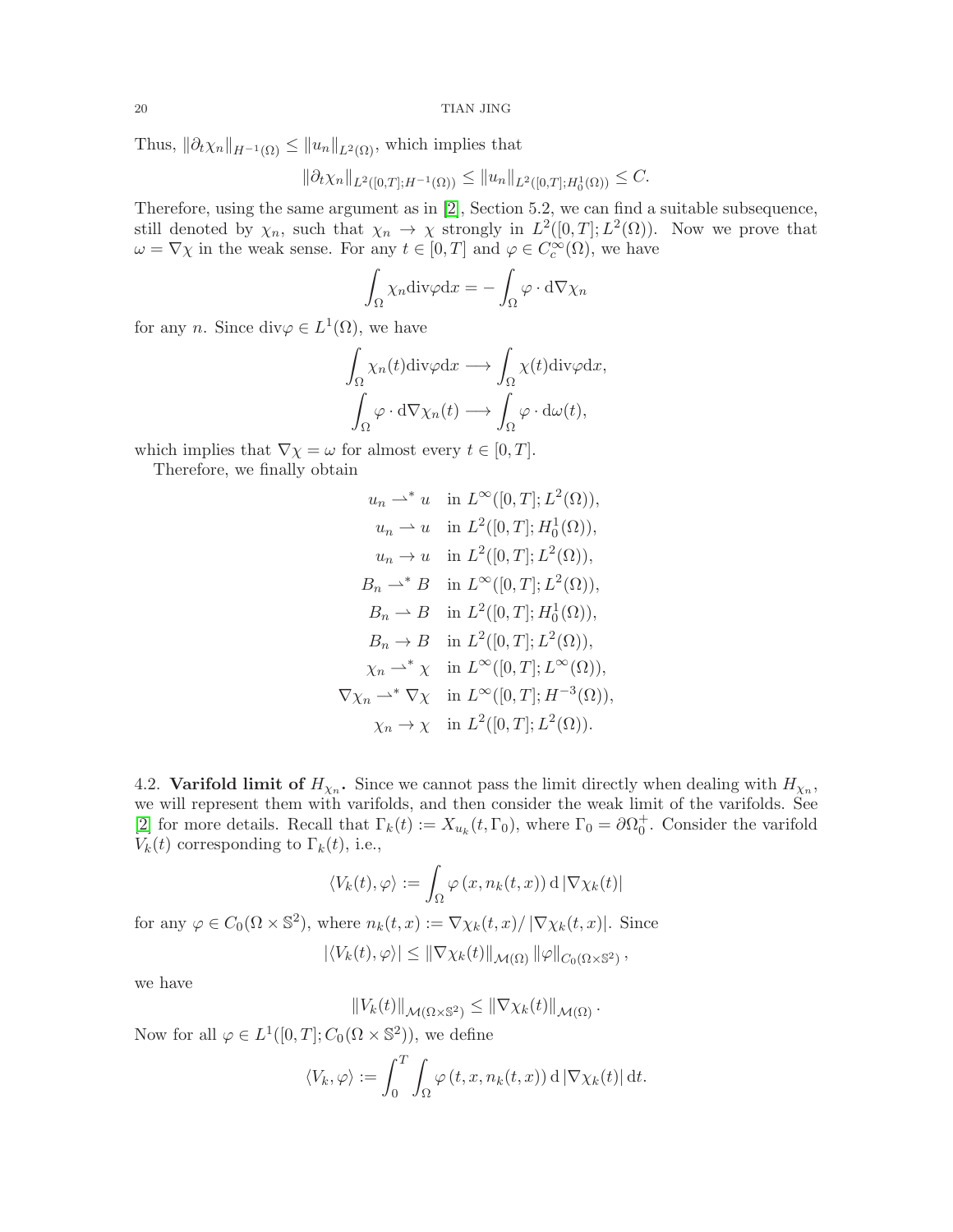Thus, $\|\partial_t \chi_n\|_{H^{-1}(\Omega)} \leq \|u_n\|_{L^2(\Omega)}$, which implies that

$$
\|\partial_t \chi_n\|_{L^2([0,T];H^{-1}(\Omega))} \leq \|u_n\|_{L^2([0,T];H_0^1(\Omega))} \leq C.
$$

Therefore, using the same argument as in [2], Section 5.2, we can find a suitable subsequence, still denoted by $\chi_n$, such that $\chi_n \to \chi$ strongly in $L^2([0,T];L^2(\Omega))$. Now we prove that $\omega = \nabla \chi$ in the weak sense. For any $t \in [0,T]$ and $\varphi \in C_c^\infty(\Omega)$, we have

$$
\int_\Omega \chi_n \mathrm{div}\varphi \mathrm{d}x = -\int_\Omega \varphi \cdot \mathrm{d}\nabla \chi_n
$$

for any $n$. Since $\mathrm{div}\varphi \in L^1(\Omega)$, we have

$$
\int_\Omega \chi_n(t) \mathrm{div}\varphi \mathrm{d}x \longrightarrow \int_\Omega \chi(t) \mathrm{div}\varphi \mathrm{d}x,
$$
$$
\int_\Omega \varphi \cdot \mathrm{d}\nabla \chi_n(t) \longrightarrow \int_\Omega \varphi \cdot \mathrm{d}\omega(t),
$$

which implies that $\nabla \chi = \omega$ for almost every $t \in [0,T]$.

Therefore, we finally obtain

$$
\begin{aligned}
u_n &\rightharpoonup^* u \quad \text{in } L^\infty([0,T];L^2(\Omega)),\\
u_n &\rightharpoonup u \quad \text{in } L^2([0,T];H_0^1(\Omega)),\\
u_n &\to u \quad \text{in } L^2([0,T];L^2(\Omega)),\\
B_n &\rightharpoonup^* B \quad \text{in } L^\infty([0,T];L^2(\Omega)),\\
B_n &\rightharpoonup B \quad \text{in } L^2([0,T];H_0^1(\Omega)),\\
B_n &\to B \quad \text{in } L^2([0,T];L^2(\Omega)),\\
\chi_n &\rightharpoonup^* \chi \quad \text{in } L^\infty([0,T];L^\infty(\Omega)),\\
\nabla \chi_n &\rightharpoonup^* \nabla \chi \quad \text{in } L^\infty([0,T];H^{-3}(\Omega)),\\
\chi_n &\to \chi \quad \text{in } L^2([0,T];L^2(\Omega)).
\end{aligned}
$$

4.2. **Varifold limit of $H_{\chi_n}$.** Since we cannot pass the limit directly when dealing with $H_{\chi_n}$, we will represent them with varifolds, and then consider the weak limit of the varifolds. See [2] for more details. Recall that $\Gamma_k(t) := X_{u_k}(t, \Gamma_0)$, where $\Gamma_0 = \partial \Omega_0^+$. Consider the varifold $V_k(t)$ corresponding to $\Gamma_k(t)$, i.e.,

$$
\langle V_k(t), \varphi \rangle := \int_\Omega \varphi\left(x, n_k(t,x)\right) \mathrm{d}\left|\nabla \chi_k(t)\right|
$$

for any $\varphi \in C_0(\Omega \times \mathbb{S}^2)$, where $n_k(t,x) := \nabla \chi_k(t,x) / \left|\nabla \chi_k(t,x)\right|$. Since

$$
\left|\langle V_k(t), \varphi \rangle\right| \leq \|\nabla \chi_k(t)\|_{\mathcal{M}(\Omega)} \|\varphi\|_{C_0(\Omega \times \mathbb{S}^2)},
$$

we have

$$
\|V_k(t)\|_{\mathcal{M}(\Omega \times \mathbb{S}^2)} \leq \|\nabla \chi_k(t)\|_{\mathcal{M}(\Omega)}.
$$

Now for all $\varphi \in L^1([0,T];C_0(\Omega \times \mathbb{S}^2))$, we define

$$
\langle V_k, \varphi \rangle := \int_0^T \int_\Omega \varphi\left(t, x, n_k(t,x)\right) \mathrm{d}\left|\nabla \chi_k(t)\right| \mathrm{d}t.
$$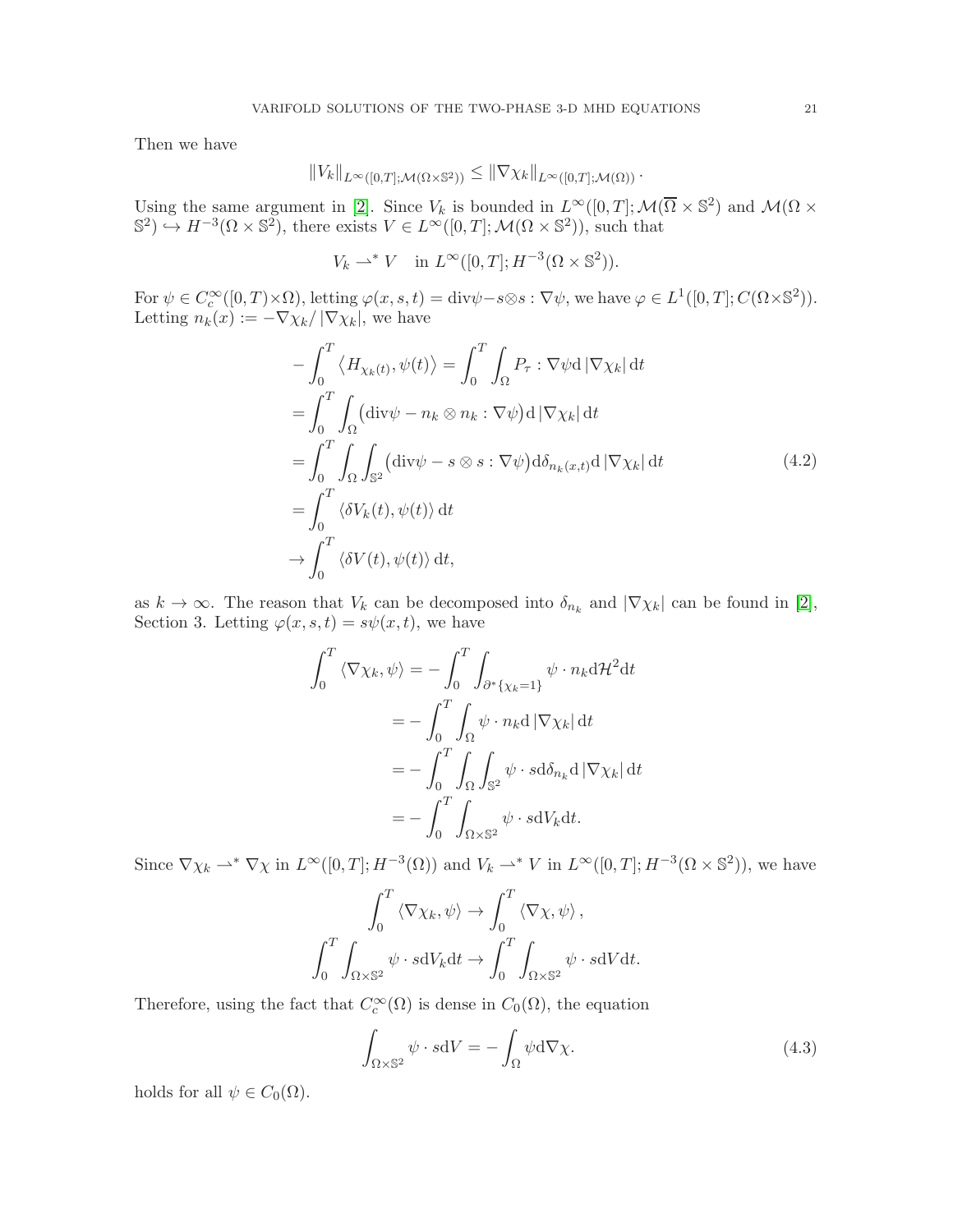Then we have

$$\|V_k\|_{L^\infty([0,T];\mathcal{M}(\Omega\times\mathbb{S}^2))} \leq \|\nabla\chi_k\|_{L^\infty([0,T];\mathcal{M}(\Omega))}.$$

Using the same argument in [2]. Since $V_k$ is bounded in $L^\infty([0,T];\mathcal{M}(\overline{\Omega}\times\mathbb{S}^2)$ and $\mathcal{M}(\Omega\times\mathbb{S}^2)\hookrightarrow H^{-3}(\Omega\times\mathbb{S}^2)$, there exists $V\in L^\infty([0,T];\mathcal{M}(\Omega\times\mathbb{S}^2))$, such that

$$V_k \rightharpoonup^* V \quad \text{in } L^\infty([0,T];H^{-3}(\Omega\times\mathbb{S}^2)).$$

For $\psi\in C_c^\infty([0,T)\times\Omega)$, letting $\varphi(x,s,t)=\mathrm{div}\psi - s\otimes s:\nabla\psi$, we have $\varphi\in L^1([0,T];C(\Omega\times\mathbb{S}^2))$. Letting $n_k(x):=-\nabla\chi_k/|\nabla\chi_k|$, we have

$$\begin{aligned}
-\int_0^T \left\langle H_{\chi_k(t)},\psi(t)\right\rangle &= \int_0^T\int_\Omega P_\tau:\nabla\psi \mathrm{d}|\nabla\chi_k|\,\mathrm{d}t \\
&= \int_0^T\int_\Omega \big(\mathrm{div}\psi - n_k\otimes n_k:\nabla\psi\big)\mathrm{d}|\nabla\chi_k|\,\mathrm{d}t \\
&= \int_0^T\int_\Omega\int_{\mathbb{S}^2}\big(\mathrm{div}\psi - s\otimes s:\nabla\psi\big)\mathrm{d}\delta_{n_k(x,t)}\mathrm{d}|\nabla\chi_k|\,\mathrm{d}t \\
&= \int_0^T\langle\delta V_k(t),\psi(t)\rangle\,\mathrm{d}t \\
&\to \int_0^T\langle\delta V(t),\psi(t)\rangle\,\mathrm{d}t,
\end{aligned}\tag{4.2}$$

as $k\to\infty$. The reason that $V_k$ can be decomposed into $\delta_{n_k}$ and $|\nabla\chi_k|$ can be found in [2], Section 3. Letting $\varphi(x,s,t)=s\psi(x,t)$, we have

$$\begin{aligned}
\int_0^T\langle\nabla\chi_k,\psi\rangle &= -\int_0^T\int_{\partial^*\{\chi_k=1\}}\psi\cdot n_k\mathrm{d}\mathcal{H}^2\mathrm{d}t \\
&= -\int_0^T\int_\Omega\psi\cdot n_k\mathrm{d}|\nabla\chi_k|\,\mathrm{d}t \\
&= -\int_0^T\int_\Omega\int_{\mathbb{S}^2}\psi\cdot s\mathrm{d}\delta_{n_k}\mathrm{d}|\nabla\chi_k|\,\mathrm{d}t \\
&= -\int_0^T\int_{\Omega\times\mathbb{S}^2}\psi\cdot s\mathrm{d}V_k\mathrm{d}t.
\end{aligned}$$

Since $\nabla\chi_k\rightharpoonup^*\nabla\chi$ in $L^\infty([0,T];H^{-3}(\Omega))$ and $V_k\rightharpoonup^* V$ in $L^\infty([0,T];H^{-3}(\Omega\times\mathbb{S}^2))$, we have

$$\int_0^T\langle\nabla\chi_k,\psi\rangle\to\int_0^T\langle\nabla\chi,\psi\rangle,$$
$$\int_0^T\int_{\Omega\times\mathbb{S}^2}\psi\cdot s\mathrm{d}V_k\mathrm{d}t\to\int_0^T\int_{\Omega\times\mathbb{S}^2}\psi\cdot s\mathrm{d}V\mathrm{d}t.$$

Therefore, using the fact that $C_c^\infty(\Omega)$ is dense in $C_0(\Omega)$, the equation

$$\int_{\Omega\times\mathbb{S}^2}\psi\cdot s\mathrm{d}V = -\int_\Omega\psi\mathrm{d}\nabla\chi.\tag{4.3}$$

holds for all $\psi\in C_0(\Omega)$.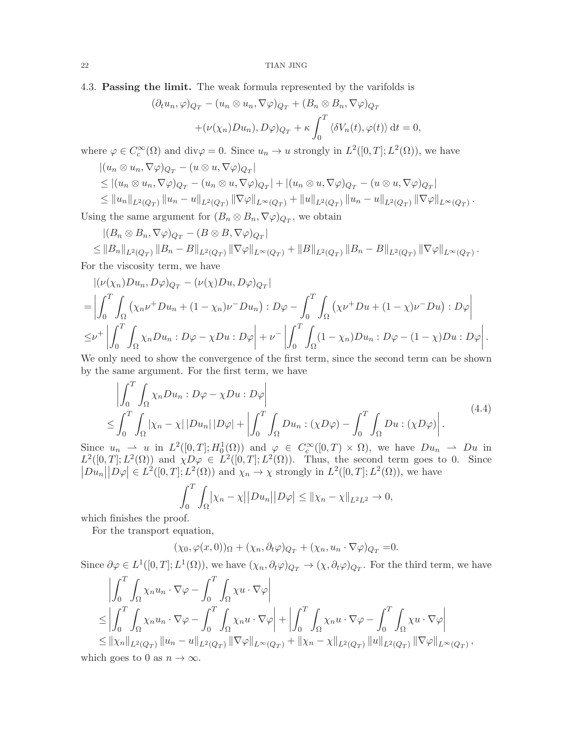### 4.3. **Passing the limit.**

The weak formula represented by the varifolds is

$$
\begin{aligned}
(\partial_t u_n, \varphi)_{Q_T} &- (u_n \otimes u_n, \nabla\varphi)_{Q_T} + (B_n \otimes B_n, \nabla\varphi)_{Q_T} \\
&+ (\nu(\chi_n) Du_n), D\varphi)_{Q_T} + \kappa \int_0^T \langle \delta V_n(t), \varphi(t)\rangle \, \mathrm{d}t = 0,
\end{aligned}
$$

where $\varphi \in C_c^\infty(\Omega)$ and $\operatorname{div}\varphi = 0$. Since $u_n \to u$ strongly in $L^2([0,T]; L^2(\Omega))$, we have

$$
\begin{aligned}
&|(u_n \otimes u_n, \nabla\varphi)_{Q_T} - (u \otimes u, \nabla\varphi)_{Q_T}| \\
&\le |(u_n \otimes u_n, \nabla\varphi)_{Q_T} - (u_n \otimes u, \nabla\varphi)_{Q_T}| + |(u_n \otimes u, \nabla\varphi)_{Q_T} - (u \otimes u, \nabla\varphi)_{Q_T}| \\
&\le \|u_n\|_{L^2(Q_T)} \|u_n - u\|_{L^2(Q_T)} \|\nabla\varphi\|_{L^\infty(Q_T)} + \|u\|_{L^2(Q_T)} \|u_n - u\|_{L^2(Q_T)} \|\nabla\varphi\|_{L^\infty(Q_T)}.
\end{aligned}
$$

Using the same argument for $(B_n \otimes B_n, \nabla\varphi)_{Q_T}$, we obtain

$$
\begin{aligned}
&|(B_n \otimes B_n, \nabla\varphi)_{Q_T} - (B \otimes B, \nabla\varphi)_{Q_T}| \\
&\le \|B_n\|_{L^2(Q_T)} \|B_n - B\|_{L^2(Q_T)} \|\nabla\varphi\|_{L^\infty(Q_T)} + \|B\|_{L^2(Q_T)} \|B_n - B\|_{L^2(Q_T)} \|\nabla\varphi\|_{L^\infty(Q_T)}.
\end{aligned}
$$

For the viscosity term, we have

$$
\begin{aligned}
&|(\nu(\chi_n) Du_n, D\varphi)_{Q_T} - (\nu(\chi) Du, D\varphi)_{Q_T}| \\
=& \left| \int_0^T \int_\Omega \left(\chi_n \nu^+ Du_n + (1-\chi_n)\nu^- Du_n\right) : D\varphi - \int_0^T \int_\Omega \left(\chi \nu^+ Du + (1-\chi)\nu^- Du\right) : D\varphi \right| \\
\le& \nu^+ \left| \int_0^T \int_\Omega \chi_n Du_n : D\varphi - \chi Du : D\varphi \right| + \nu^- \left| \int_0^T \int_\Omega (1-\chi_n) Du_n : D\varphi - (1-\chi) Du : D\varphi \right|.
\end{aligned}
$$

We only need to show the convergence of the first term, since the second term can be shown by the same argument. For the first term, we have

$$
\begin{aligned}
&\left| \int_0^T \int_\Omega \chi_n Du_n : D\varphi - \chi Du : D\varphi \right| \\
&\le \int_0^T \int_\Omega |\chi_n - \chi| \, |Du_n| \, |D\varphi| + \left| \int_0^T \int_\Omega Du_n : (\chi D\varphi) - \int_0^T \int_\Omega Du : (\chi D\varphi) \right|.
\end{aligned}
\tag{4.4}
$$

Since $u_n \rightharpoonup u$ in $L^2([0,T]; H_0^1(\Omega))$ and $\varphi \in C_c^\infty([0,T) \times \Omega)$, we have $Du_n \rightharpoonup Du$ in $L^2([0,T]; L^2(\Omega))$ and $\chi D\varphi \in L^2([0,T]; L^2(\Omega))$. Thus, the second term goes to 0. Since $\big|Du_n\big|\big|D\varphi\big| \in L^2([0,T]; L^2(\Omega))$ and $\chi_n \to \chi$ strongly in $L^2([0,T]; L^2(\Omega))$, we have

$$
\int_0^T \int_\Omega \big|\chi_n - \chi\big|\big|Du_n\big|\big|D\varphi\big| \le \|\chi_n - \chi\|_{L^2 L^2} \to 0,
$$

which finishes the proof.

For the transport equation,

$$
(\chi_0, \varphi(x,0))_\Omega + (\chi_n, \partial_t \varphi)_{Q_T} + (\chi_n, u_n \cdot \nabla\varphi)_{Q_T} = 0.
$$

Since $\partial\varphi \in L^1([0,T]; L^1(\Omega))$, we have $(\chi_n, \partial_t\varphi)_{Q_T} \to (\chi, \partial_t\varphi)_{Q_T}$. For the third term, we have

$$
\begin{aligned}
&\left| \int_0^T \int_\Omega \chi_n u_n \cdot \nabla\varphi - \int_0^T \int_\Omega \chi u \cdot \nabla\varphi \right| \\
\le& \left| \int_0^T \int_\Omega \chi_n u_n \cdot \nabla\varphi - \int_0^T \int_\Omega \chi_n u \cdot \nabla\varphi \right| + \left| \int_0^T \int_\Omega \chi_n u \cdot \nabla\varphi - \int_0^T \int_\Omega \chi u \cdot \nabla\varphi \right| \\
\le& \|\chi_n\|_{L^2(Q_T)} \|u_n - u\|_{L^2(Q_T)} \|\nabla\varphi\|_{L^\infty(Q_T)} + \|\chi_n - \chi\|_{L^2(Q_T)} \|u\|_{L^2(Q_T)} \|\nabla\varphi\|_{L^\infty(Q_T)},
\end{aligned}
$$

which goes to 0 as $n \to \infty$.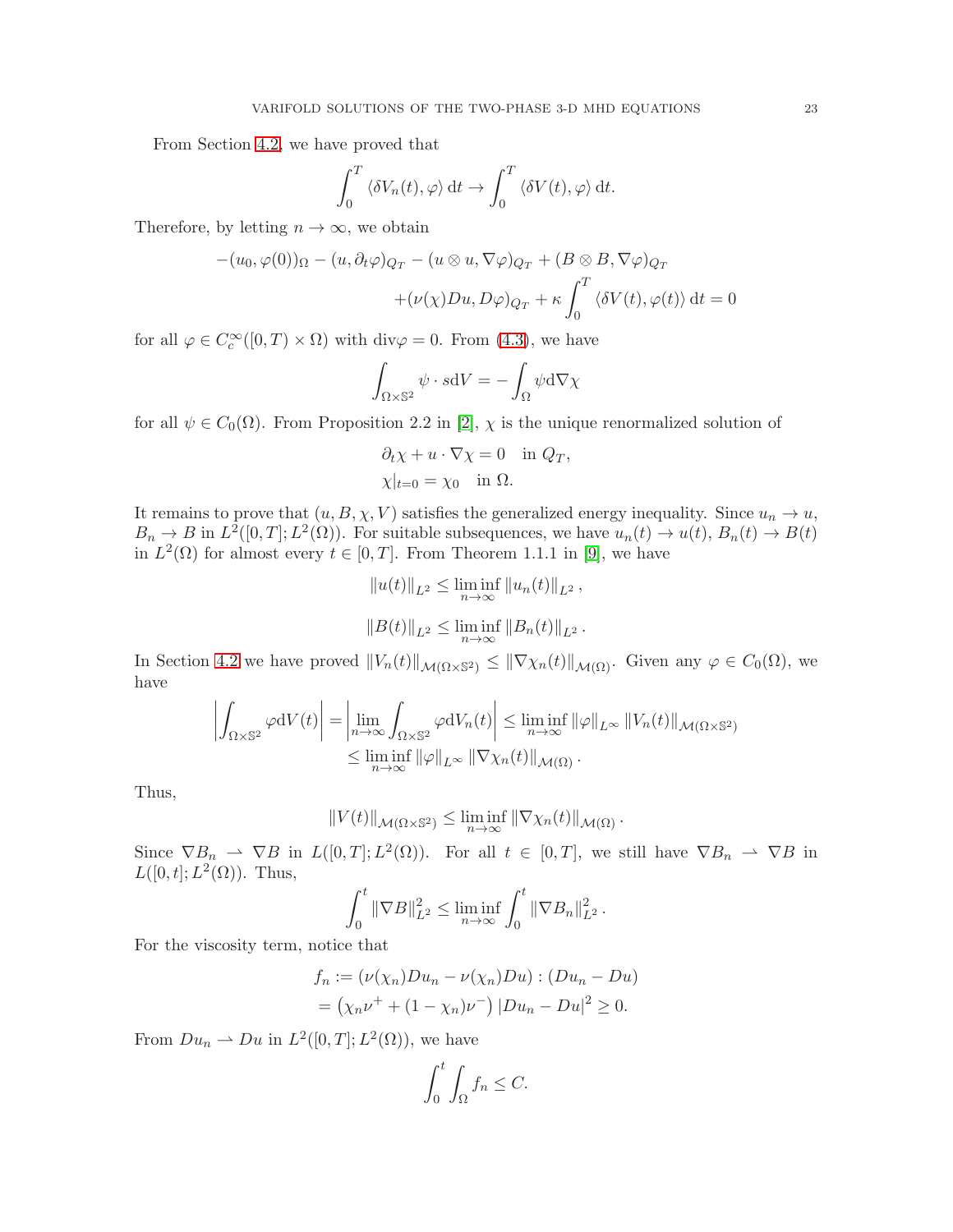From Section 4.2, we have proved that

$$\int_0^T \langle \delta V_n(t), \varphi \rangle \, \mathrm{d}t \to \int_0^T \langle \delta V(t), \varphi \rangle \, \mathrm{d}t.$$

Therefore, by letting $n \to \infty$, we obtain

$$\begin{aligned}
-(u_0, \varphi(0))_\Omega - (u, \partial_t \varphi)_{Q_T} - (u \otimes u, \nabla \varphi)_{Q_T} + (B \otimes B, \nabla \varphi)_{Q_T} \\
+ (\nu(\chi) Du, D\varphi)_{Q_T} + \kappa \int_0^T \langle \delta V(t), \varphi(t) \rangle \, \mathrm{d}t = 0
\end{aligned}$$

for all $\varphi \in C_c^\infty([0,T) \times \Omega)$ with $\operatorname{div} \varphi = 0$. From (4.3), we have

$$\int_{\Omega \times \mathbb{S}^2} \psi \cdot s \mathrm{d}V = - \int_\Omega \psi \mathrm{d} \nabla \chi$$

for all $\psi \in C_0(\Omega)$. From Proposition 2.2 in [2], $\chi$ is the unique renormalized solution of

$$\begin{aligned}
&\partial_t \chi + u \cdot \nabla \chi = 0 \quad \text{in } Q_T, \\
&\chi|_{t=0} = \chi_0 \quad \text{in } \Omega.
\end{aligned}$$

It remains to prove that $(u, B, \chi, V)$ satisfies the generalized energy inequality. Since $u_n \to u$, $B_n \to B$ in $L^2([0,T]; L^2(\Omega))$. For suitable subsequences, we have $u_n(t) \to u(t)$, $B_n(t) \to B(t)$ in $L^2(\Omega)$ for almost every $t \in [0,T]$. From Theorem 1.1.1 in [9], we have

$$\|u(t)\|_{L^2} \le \liminf_{n \to \infty} \|u_n(t)\|_{L^2},$$

$$\|B(t)\|_{L^2} \le \liminf_{n \to \infty} \|B_n(t)\|_{L^2}.$$

In Section 4.2 we have proved $\|V_n(t)\|_{\mathcal{M}(\Omega \times \mathbb{S}^2)} \le \|\nabla \chi_n(t)\|_{\mathcal{M}(\Omega)}$. Given any $\varphi \in C_0(\Omega)$, we have

$$\begin{aligned}
\left| \int_{\Omega \times \mathbb{S}^2} \varphi \mathrm{d}V(t) \right| &= \left| \lim_{n \to \infty} \int_{\Omega \times \mathbb{S}^2} \varphi \mathrm{d}V_n(t) \right| \le \liminf_{n \to \infty} \|\varphi\|_{L^\infty} \|V_n(t)\|_{\mathcal{M}(\Omega \times \mathbb{S}^2)} \\
&\le \liminf_{n \to \infty} \|\varphi\|_{L^\infty} \|\nabla \chi_n(t)\|_{\mathcal{M}(\Omega)}.
\end{aligned}$$

Thus,

$$\|V(t)\|_{\mathcal{M}(\Omega \times \mathbb{S}^2)} \le \liminf_{n \to \infty} \|\nabla \chi_n(t)\|_{\mathcal{M}(\Omega)}.$$

Since $\nabla B_n \rightharpoonup \nabla B$ in $L([0,T]; L^2(\Omega))$. For all $t \in [0,T]$, we still have $\nabla B_n \rightharpoonup \nabla B$ in $L([0,t]; L^2(\Omega))$. Thus,

$$\int_0^t \|\nabla B\|_{L^2}^2 \le \liminf_{n \to \infty} \int_0^t \|\nabla B_n\|_{L^2}^2.$$

For the viscosity term, notice that

$$\begin{aligned}
f_n &:= (\nu(\chi_n) Du_n - \nu(\chi_n) Du) : (Du_n - Du) \\
&= \left( \chi_n \nu^+ + (1 - \chi_n) \nu^- \right) |Du_n - Du|^2 \ge 0.
\end{aligned}$$

From $Du_n \rightharpoonup Du$ in $L^2([0,T]; L^2(\Omega))$, we have

$$\int_0^t \int_\Omega f_n \le C.$$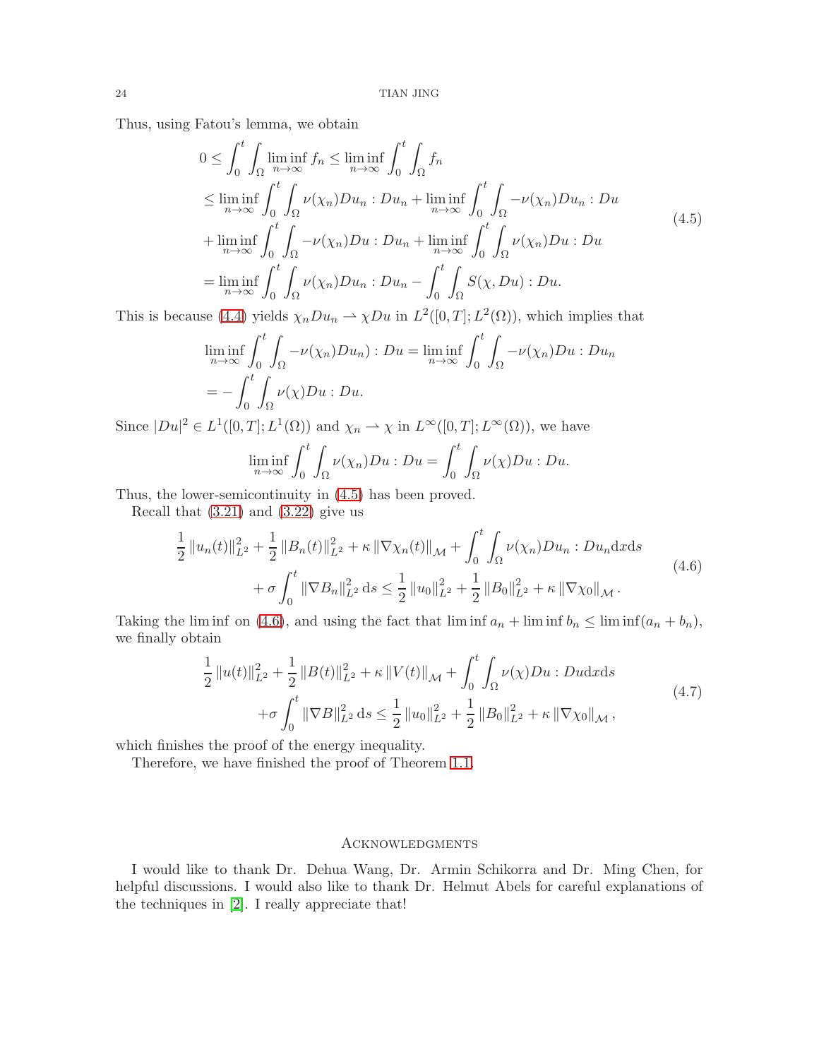Thus, using Fatou's lemma, we obtain

$$
\begin{aligned}
0 &\leq \int_0^t \int_\Omega \liminf_{n\to\infty} f_n \leq \liminf_{n\to\infty} \int_0^t \int_\Omega f_n \\
&\leq \liminf_{n\to\infty} \int_0^t \int_\Omega \nu(\chi_n) Du_n : Du_n + \liminf_{n\to\infty} \int_0^t \int_\Omega -\nu(\chi_n) Du_n : Du \\
&+ \liminf_{n\to\infty} \int_0^t \int_\Omega -\nu(\chi_n) Du : Du_n + \liminf_{n\to\infty} \int_0^t \int_\Omega \nu(\chi_n) Du : Du \\
&= \liminf_{n\to\infty} \int_0^t \int_\Omega \nu(\chi_n) Du_n : Du_n - \int_0^t \int_\Omega S(\chi, Du) : Du.
\end{aligned}
\tag{4.5}
$$

This is because (4.4) yields $\chi_n Du_n \rightharpoonup \chi Du$ in $L^2([0,T]; L^2(\Omega))$, which implies that

$$
\begin{aligned}
&\liminf_{n\to\infty} \int_0^t \int_\Omega -\nu(\chi_n) Du_n) : Du = \liminf_{n\to\infty} \int_0^t \int_\Omega -\nu(\chi_n) Du : Du_n \\
&= -\int_0^t \int_\Omega \nu(\chi) Du : Du.
\end{aligned}
$$

Since $|Du|^2 \in L^1([0,T]; L^1(\Omega))$ and $\chi_n \rightharpoonup \chi$ in $L^\infty([0,T]; L^\infty(\Omega))$, we have

$$
\liminf_{n\to\infty} \int_0^t \int_\Omega \nu(\chi_n) Du : Du = \int_0^t \int_\Omega \nu(\chi) Du : Du.
$$

Thus, the lower-semicontinuity in (4.5) has been proved.

Recall that (3.21) and (3.22) give us

$$
\begin{aligned}
\frac{1}{2} \|u_n(t)\|_{L^2}^2 + \frac{1}{2} \|B_n(t)\|_{L^2}^2 + \kappa \|\nabla \chi_n(t)\|_{\mathcal{M}} + \int_0^t \int_\Omega \nu(\chi_n) Du_n : Du_n \mathrm{d}x\mathrm{d}s \\
+ \sigma \int_0^t \|\nabla B_n\|_{L^2}^2 \mathrm{d}s \leq \frac{1}{2} \|u_0\|_{L^2}^2 + \frac{1}{2} \|B_0\|_{L^2}^2 + \kappa \|\nabla \chi_0\|_{\mathcal{M}}.
\end{aligned}
\tag{4.6}
$$

Taking the $\liminf$ on (4.6), and using the fact that $\liminf a_n + \liminf b_n \leq \liminf (a_n + b_n)$, we finally obtain

$$
\begin{aligned}
\frac{1}{2} \|u(t)\|_{L^2}^2 + \frac{1}{2} \|B(t)\|_{L^2}^2 + \kappa \|V(t)\|_{\mathcal{M}} + \int_0^t \int_\Omega \nu(\chi) Du : Du \mathrm{d}x\mathrm{d}s \\
+ \sigma \int_0^t \|\nabla B\|_{L^2}^2 \mathrm{d}s \leq \frac{1}{2} \|u_0\|_{L^2}^2 + \frac{1}{2} \|B_0\|_{L^2}^2 + \kappa \|\nabla \chi_0\|_{\mathcal{M}},
\end{aligned}
\tag{4.7}
$$

which finishes the proof of the energy inequality.

Therefore, we have finished the proof of Theorem 1.1.

## Acknowledgments

I would like to thank Dr. Dehua Wang, Dr. Armin Schikorra and Dr. Ming Chen, for helpful discussions. I would also like to thank Dr. Helmut Abels for careful explanations of the techniques in [2]. I really appreciate that!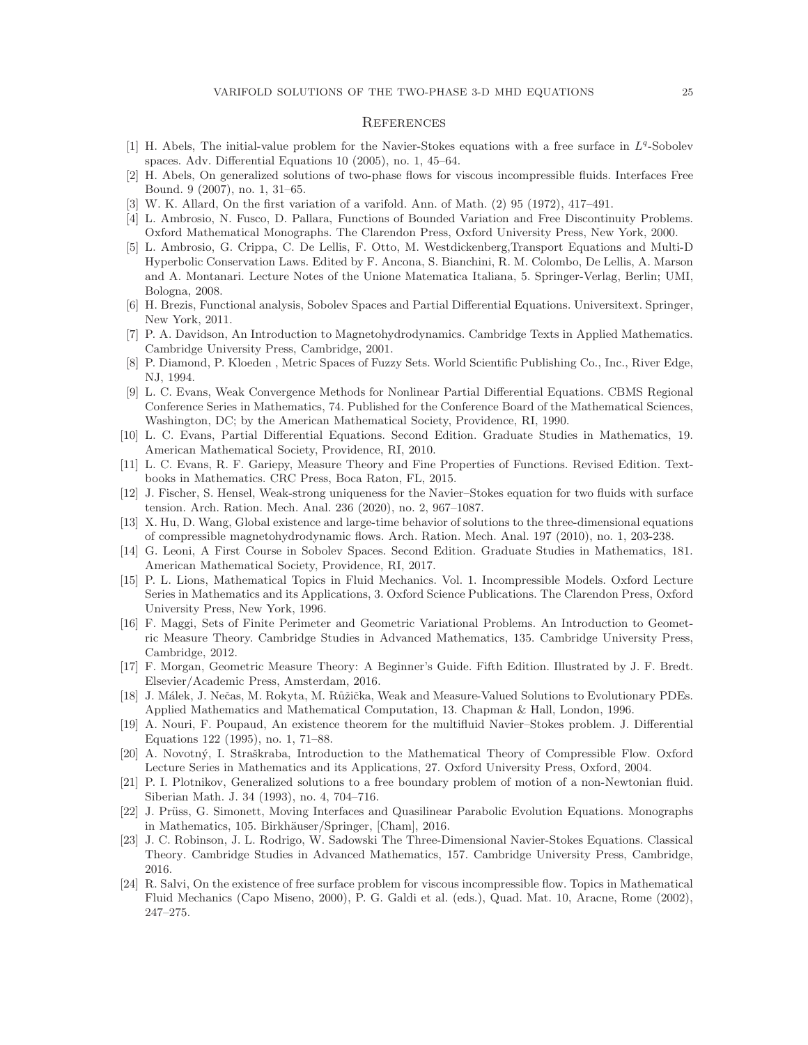# References

[1] H. Abels, The initial-value problem for the Navier-Stokes equations with a free surface in $L^q$-Sobolev spaces. Adv. Differential Equations 10 (2005), no. 1, 45–64.

[2] H. Abels, On generalized solutions of two-phase flows for viscous incompressible fluids. Interfaces Free Bound. 9 (2007), no. 1, 31–65.

[3] W. K. Allard, On the first variation of a varifold. Ann. of Math. (2) 95 (1972), 417–491.

[4] L. Ambrosio, N. Fusco, D. Pallara, Functions of Bounded Variation and Free Discontinuity Problems. Oxford Mathematical Monographs. The Clarendon Press, Oxford University Press, New York, 2000.

[5] L. Ambrosio, G. Crippa, C. De Lellis, F. Otto, M. Westdickenberg,Transport Equations and Multi-D Hyperbolic Conservation Laws. Edited by F. Ancona, S. Bianchini, R. M. Colombo, De Lellis, A. Marson and A. Montanari. Lecture Notes of the Unione Matematica Italiana, 5. Springer-Verlag, Berlin; UMI, Bologna, 2008.

[6] H. Brezis, Functional analysis, Sobolev Spaces and Partial Differential Equations. Universitext. Springer, New York, 2011.

[7] P. A. Davidson, An Introduction to Magnetohydrodynamics. Cambridge Texts in Applied Mathematics. Cambridge University Press, Cambridge, 2001.

[8] P. Diamond, P. Kloeden , Metric Spaces of Fuzzy Sets. World Scientific Publishing Co., Inc., River Edge, NJ, 1994.

[9] L. C. Evans, Weak Convergence Methods for Nonlinear Partial Differential Equations. CBMS Regional Conference Series in Mathematics, 74. Published for the Conference Board of the Mathematical Sciences, Washington, DC; by the American Mathematical Society, Providence, RI, 1990.

[10] L. C. Evans, Partial Differential Equations. Second Edition. Graduate Studies in Mathematics, 19. American Mathematical Society, Providence, RI, 2010.

[11] L. C. Evans, R. F. Gariepy, Measure Theory and Fine Properties of Functions. Revised Edition. Textbooks in Mathematics. CRC Press, Boca Raton, FL, 2015.

[12] J. Fischer, S. Hensel, Weak-strong uniqueness for the Navier–Stokes equation for two fluids with surface tension. Arch. Ration. Mech. Anal. 236 (2020), no. 2, 967–1087.

[13] X. Hu, D. Wang, Global existence and large-time behavior of solutions to the three-dimensional equations of compressible magnetohydrodynamic flows. Arch. Ration. Mech. Anal. 197 (2010), no. 1, 203-238.

[14] G. Leoni, A First Course in Sobolev Spaces. Second Edition. Graduate Studies in Mathematics, 181. American Mathematical Society, Providence, RI, 2017.

[15] P. L. Lions, Mathematical Topics in Fluid Mechanics. Vol. 1. Incompressible Models. Oxford Lecture Series in Mathematics and its Applications, 3. Oxford Science Publications. The Clarendon Press, Oxford University Press, New York, 1996.

[16] F. Maggi, Sets of Finite Perimeter and Geometric Variational Problems. An Introduction to Geometric Measure Theory. Cambridge Studies in Advanced Mathematics, 135. Cambridge University Press, Cambridge, 2012.

[17] F. Morgan, Geometric Measure Theory: A Beginner's Guide. Fifth Edition. Illustrated by J. F. Bredt. Elsevier/Academic Press, Amsterdam, 2016.

[18] J. Málek, J. Nečas, M. Rokyta, M. Růžička, Weak and Measure-Valued Solutions to Evolutionary PDEs. Applied Mathematics and Mathematical Computation, 13. Chapman & Hall, London, 1996.

[19] A. Nouri, F. Poupaud, An existence theorem for the multifluid Navier–Stokes problem. J. Differential Equations 122 (1995), no. 1, 71–88.

[20] A. Novotný, I. Straškraba, Introduction to the Mathematical Theory of Compressible Flow. Oxford Lecture Series in Mathematics and its Applications, 27. Oxford University Press, Oxford, 2004.

[21] P. I. Plotnikov, Generalized solutions to a free boundary problem of motion of a non-Newtonian fluid. Siberian Math. J. 34 (1993), no. 4, 704–716.

[22] J. Prüss, G. Simonett, Moving Interfaces and Quasilinear Parabolic Evolution Equations. Monographs in Mathematics, 105. Birkhäuser/Springer, [Cham], 2016.

[23] J. C. Robinson, J. L. Rodrigo, W. Sadowski The Three-Dimensional Navier-Stokes Equations. Classical Theory. Cambridge Studies in Advanced Mathematics, 157. Cambridge University Press, Cambridge, 2016.

[24] R. Salvi, On the existence of free surface problem for viscous incompressible flow. Topics in Mathematical Fluid Mechanics (Capo Miseno, 2000), P. G. Galdi et al. (eds.), Quad. Mat. 10, Aracne, Rome (2002), 247–275.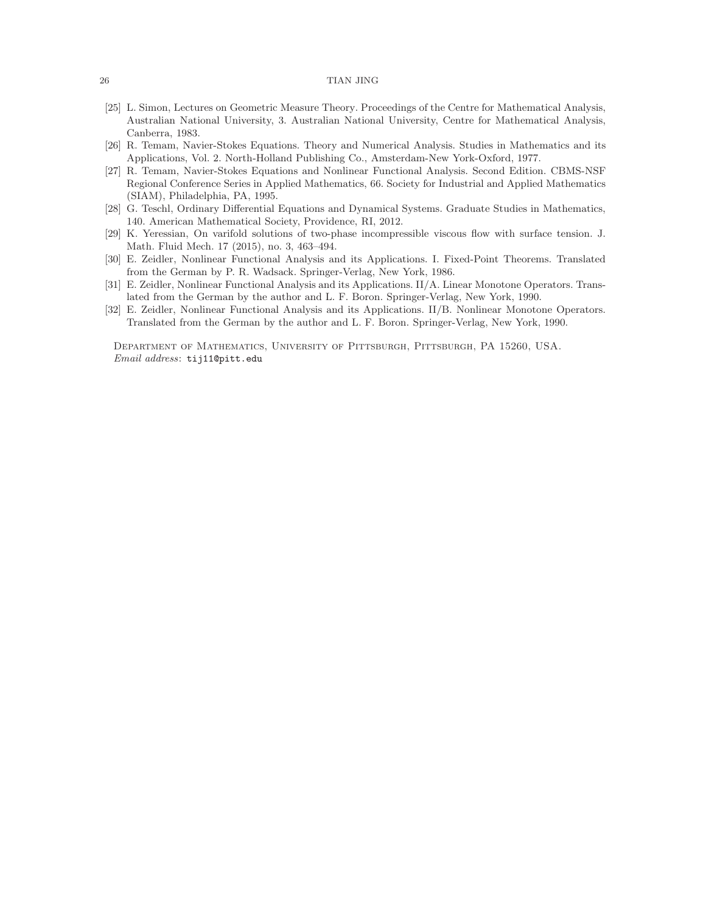[25] L. Simon, Lectures on Geometric Measure Theory. Proceedings of the Centre for Mathematical Analysis, Australian National University, 3. Australian National University, Centre for Mathematical Analysis, Canberra, 1983.

[26] R. Temam, Navier-Stokes Equations. Theory and Numerical Analysis. Studies in Mathematics and its Applications, Vol. 2. North-Holland Publishing Co., Amsterdam-New York-Oxford, 1977.

[27] R. Temam, Navier-Stokes Equations and Nonlinear Functional Analysis. Second Edition. CBMS-NSF Regional Conference Series in Applied Mathematics, 66. Society for Industrial and Applied Mathematics (SIAM), Philadelphia, PA, 1995.

[28] G. Teschl, Ordinary Differential Equations and Dynamical Systems. Graduate Studies in Mathematics, 140. American Mathematical Society, Providence, RI, 2012.

[29] K. Yeressian, On varifold solutions of two-phase incompressible viscous flow with surface tension. J. Math. Fluid Mech. 17 (2015), no. 3, 463–494.

[30] E. Zeidler, Nonlinear Functional Analysis and its Applications. I. Fixed-Point Theorems. Translated from the German by P. R. Wadsack. Springer-Verlag, New York, 1986.

[31] E. Zeidler, Nonlinear Functional Analysis and its Applications. II/A. Linear Monotone Operators. Translated from the German by the author and L. F. Boron. Springer-Verlag, New York, 1990.

[32] E. Zeidler, Nonlinear Functional Analysis and its Applications. II/B. Nonlinear Monotone Operators. Translated from the German by the author and L. F. Boron. Springer-Verlag, New York, 1990.

Department of Mathematics, University of Pittsburgh, Pittsburgh, PA 15260, USA.
*Email address*: tij11@pitt.edu